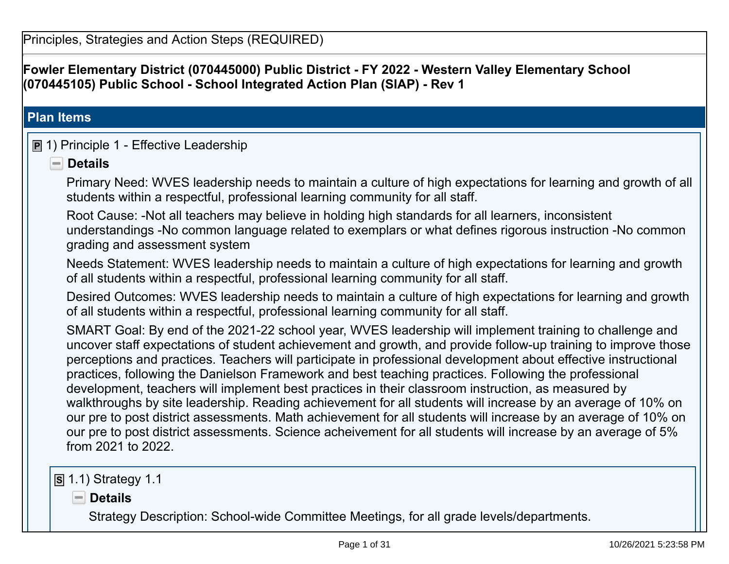Principles, Strategies and Action Steps (REQUIRED)

**Fowler Elementary District (070445000) Public District - FY 2022 - Western Valley Elementary School (070445105) Public School - School Integrated Action Plan (SIAP) - Rev 1**

## Plan Items

### 1) Principle 1 - Effective Leadership

**Details**

Primary Need: WVES leadership needs to maintain a culture of high expectations for learning and growth of all students within a respectful, professional learning community for all staff.

Root Cause: -Not all teachers may believe in holding high standards for all learners, inconsistent understandings -No common language related to exemplars or what defines rigorous instruction -No common grading and assessment system

Needs Statement: WVES leadership needs to maintain a culture of high expectations for learning and growth of all students within a respectful, professional learning community for all staff.

Desired Outcomes: WVES leadership needs to maintain a culture of high expectations for learning and growth of all students within a respectful, professional learning community for all staff.

SMART Goal: By end of the 2021-22 school year, WVES leadership will implement training to challenge and uncover staff expectations of student achievement and growth, and provide follow-up training to improve those perceptions and practices. Teachers will participate in professional development about effective instructional practices, following the Danielson Framework and best teaching practices. Following the professional development, teachers will implement best practices in their classroom instruction, as measured by walkthroughs by site leadership. Reading achievement for all students will increase by an average of 10% on our pre to post district assessments. Math achievement for all students will increase by an average of 10% on our pre to post district assessments. Science acheivement for all students will increase by an average of 5% from 2021 to 2022.

#### 1.1) Strategy 1.1

**Details**

Strategy Description: School-wide Committee Meetings, for all grade levels/departments.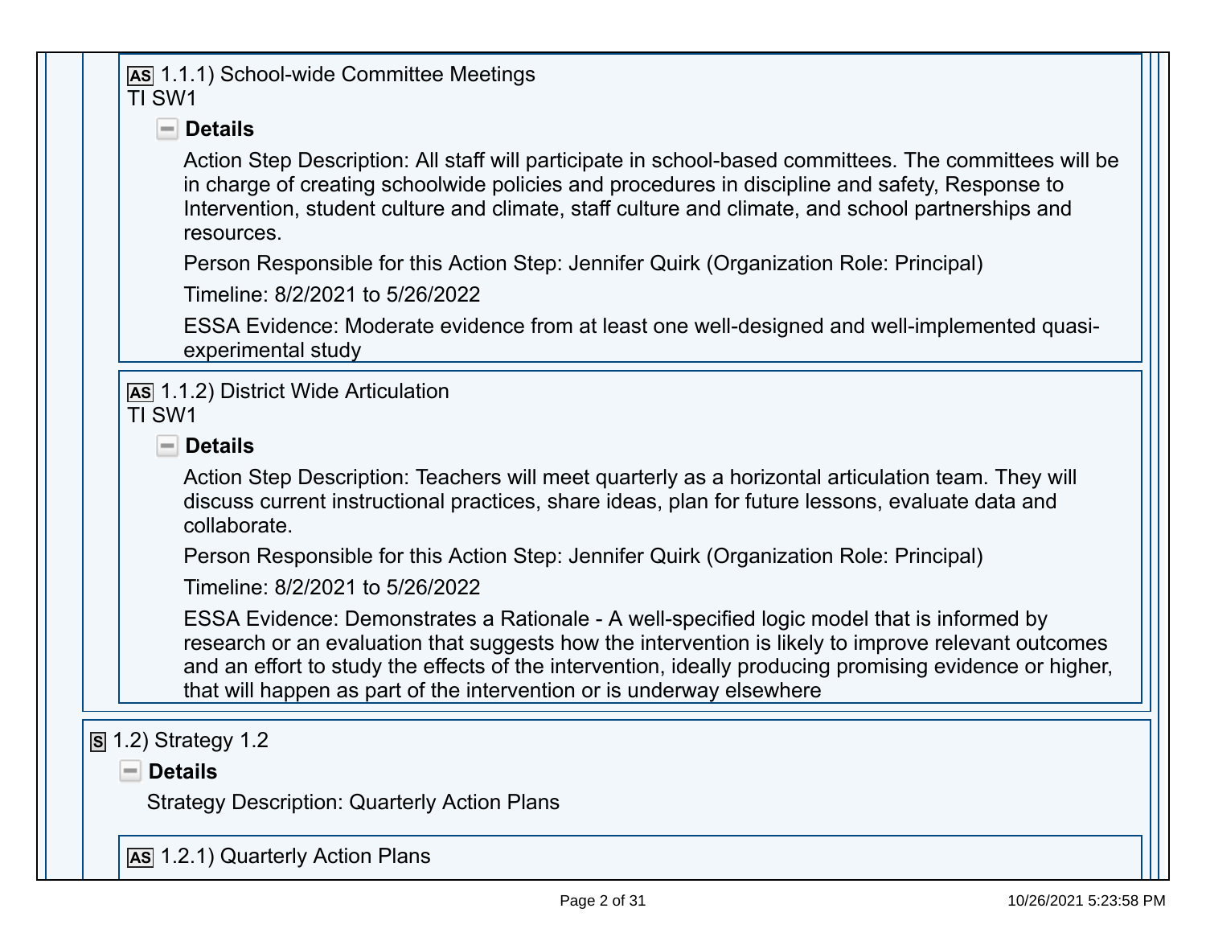**AS** 1.1.1) School-wide Committee Meetings
TI SW1

**Details**

Action Step Description: All staff will participate in school-based committees. The committees will be in charge of creating schoolwide policies and procedures in discipline and safety, Response to Intervention, student culture and climate, staff culture and climate, and school partnerships and resources.

Person Responsible for this Action Step: Jennifer Quirk (Organization Role: Principal)

Timeline: 8/2/2021 to 5/26/2022

ESSA Evidence: Moderate evidence from at least one well-designed and well-implemented quasi-experimental study

**AS** 1.1.2) District Wide Articulation
TI SW1

**Details**

Action Step Description: Teachers will meet quarterly as a horizontal articulation team. They will discuss current instructional practices, share ideas, plan for future lessons, evaluate data and collaborate.

Person Responsible for this Action Step: Jennifer Quirk (Organization Role: Principal)

Timeline: 8/2/2021 to 5/26/2022

ESSA Evidence: Demonstrates a Rationale - A well-specified logic model that is informed by research or an evaluation that suggests how the intervention is likely to improve relevant outcomes and an effort to study the effects of the intervention, ideally producing promising evidence or higher, that will happen as part of the intervention or is underway elsewhere

**S** 1.2) Strategy 1.2

**Details**

Strategy Description: Quarterly Action Plans

**AS** 1.2.1) Quarterly Action Plans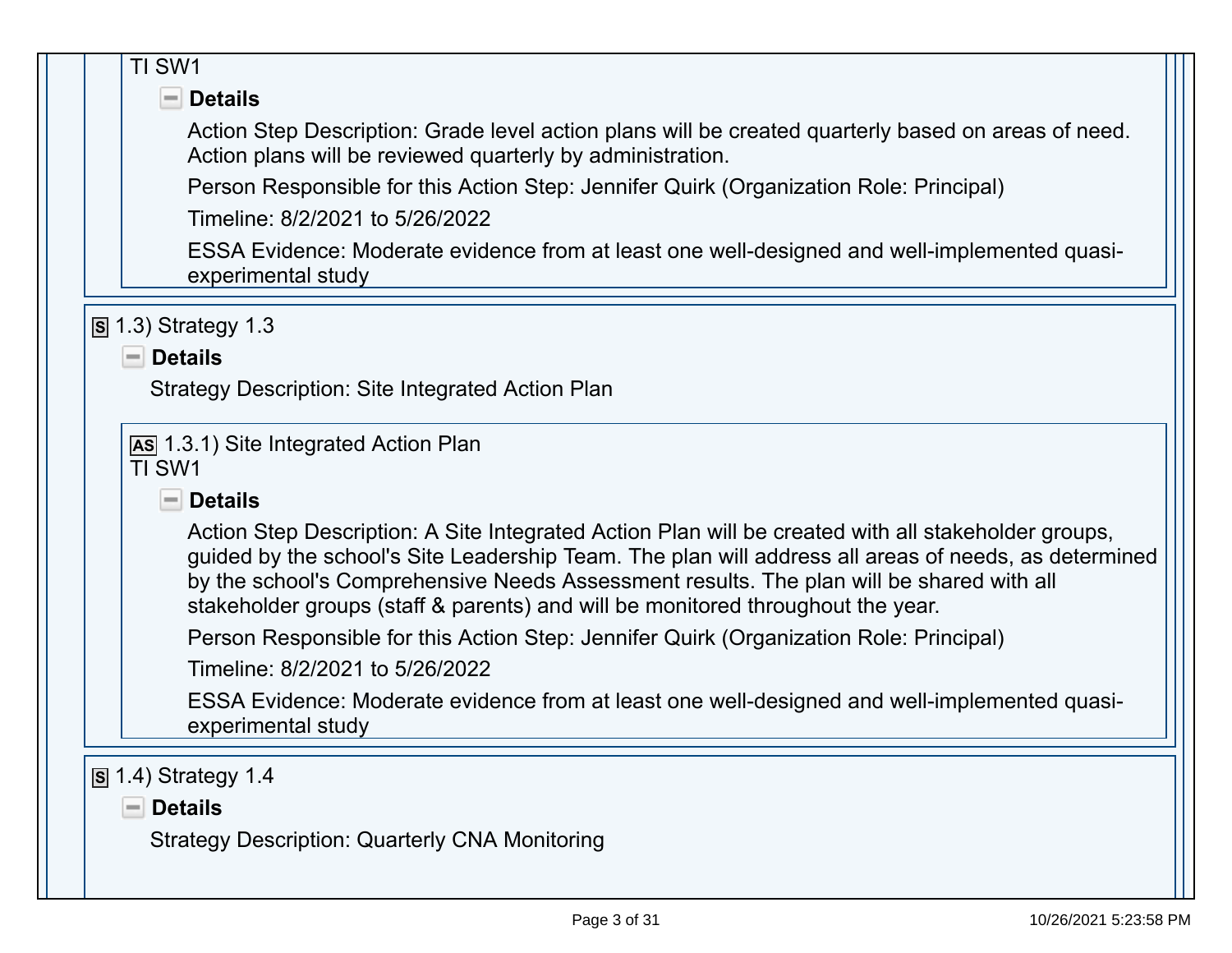TI SW1

**Details**

Action Step Description: Grade level action plans will be created quarterly based on areas of need. Action plans will be reviewed quarterly by administration.

Person Responsible for this Action Step: Jennifer Quirk (Organization Role: Principal)

Timeline: 8/2/2021 to 5/26/2022

ESSA Evidence: Moderate evidence from at least one well-designed and well-implemented quasi-experimental study

S 1.3) Strategy 1.3

**Details**

Strategy Description: Site Integrated Action Plan

AS 1.3.1) Site Integrated Action Plan
TI SW1

**Details**

Action Step Description: A Site Integrated Action Plan will be created with all stakeholder groups, guided by the school's Site Leadership Team. The plan will address all areas of needs, as determined by the school's Comprehensive Needs Assessment results. The plan will be shared with all stakeholder groups (staff & parents) and will be monitored throughout the year.

Person Responsible for this Action Step: Jennifer Quirk (Organization Role: Principal)

Timeline: 8/2/2021 to 5/26/2022

ESSA Evidence: Moderate evidence from at least one well-designed and well-implemented quasi-experimental study

S 1.4) Strategy 1.4

**Details**

Strategy Description: Quarterly CNA Monitoring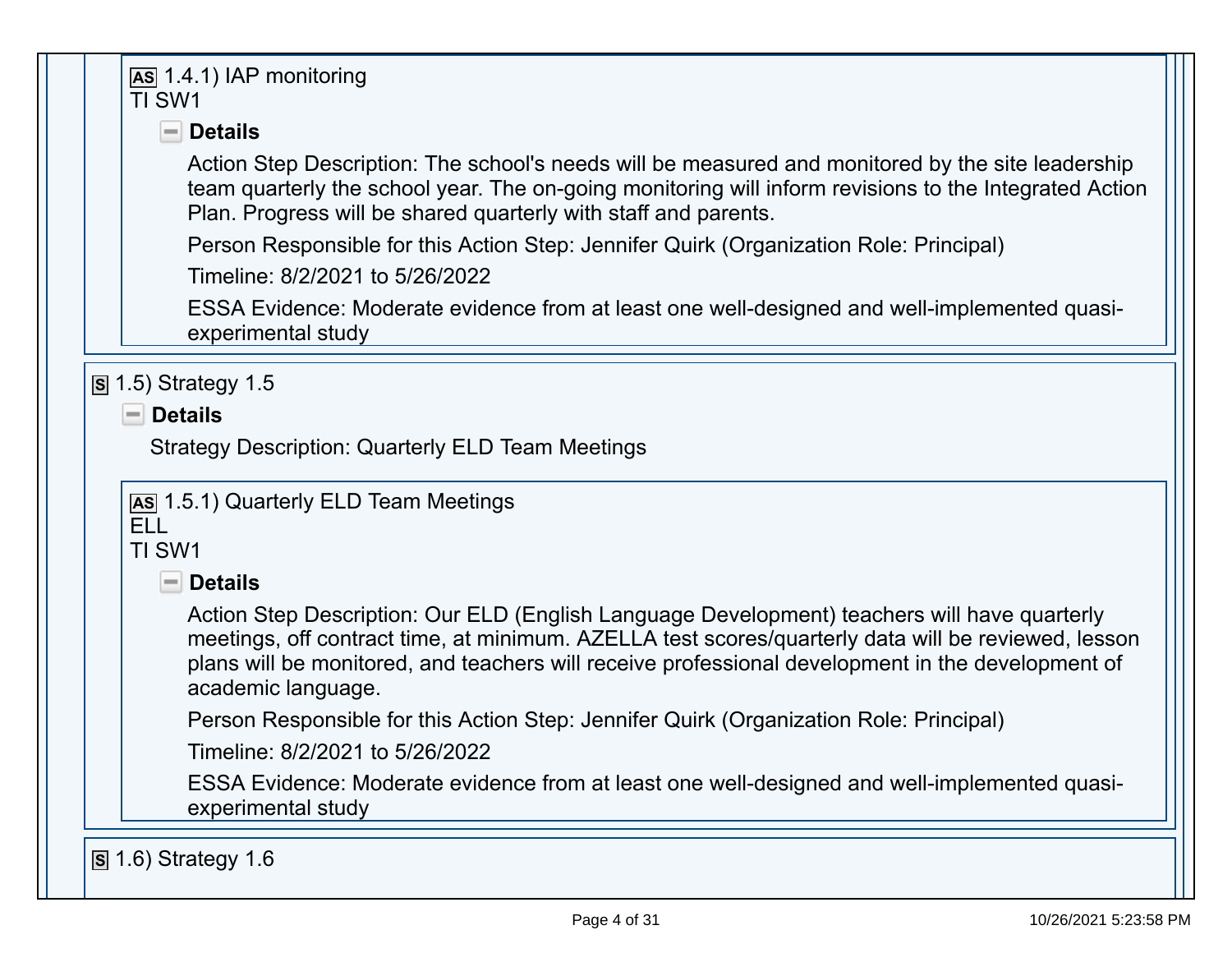**AS** 1.4.1) IAP monitoring
TI SW1

**Details**

Action Step Description: The school's needs will be measured and monitored by the site leadership team quarterly the school year. The on-going monitoring will inform revisions to the Integrated Action Plan. Progress will be shared quarterly with staff and parents.

Person Responsible for this Action Step: Jennifer Quirk (Organization Role: Principal)

Timeline: 8/2/2021 to 5/26/2022

ESSA Evidence: Moderate evidence from at least one well-designed and well-implemented quasi-experimental study

**S** 1.5) Strategy 1.5

**Details**

Strategy Description: Quarterly ELD Team Meetings

**AS** 1.5.1) Quarterly ELD Team Meetings
ELL
TI SW1

**Details**

Action Step Description: Our ELD (English Language Development) teachers will have quarterly meetings, off contract time, at minimum. AZELLA test scores/quarterly data will be reviewed, lesson plans will be monitored, and teachers will receive professional development in the development of academic language.

Person Responsible for this Action Step: Jennifer Quirk (Organization Role: Principal)

Timeline: 8/2/2021 to 5/26/2022

ESSA Evidence: Moderate evidence from at least one well-designed and well-implemented quasi-experimental study

**S** 1.6) Strategy 1.6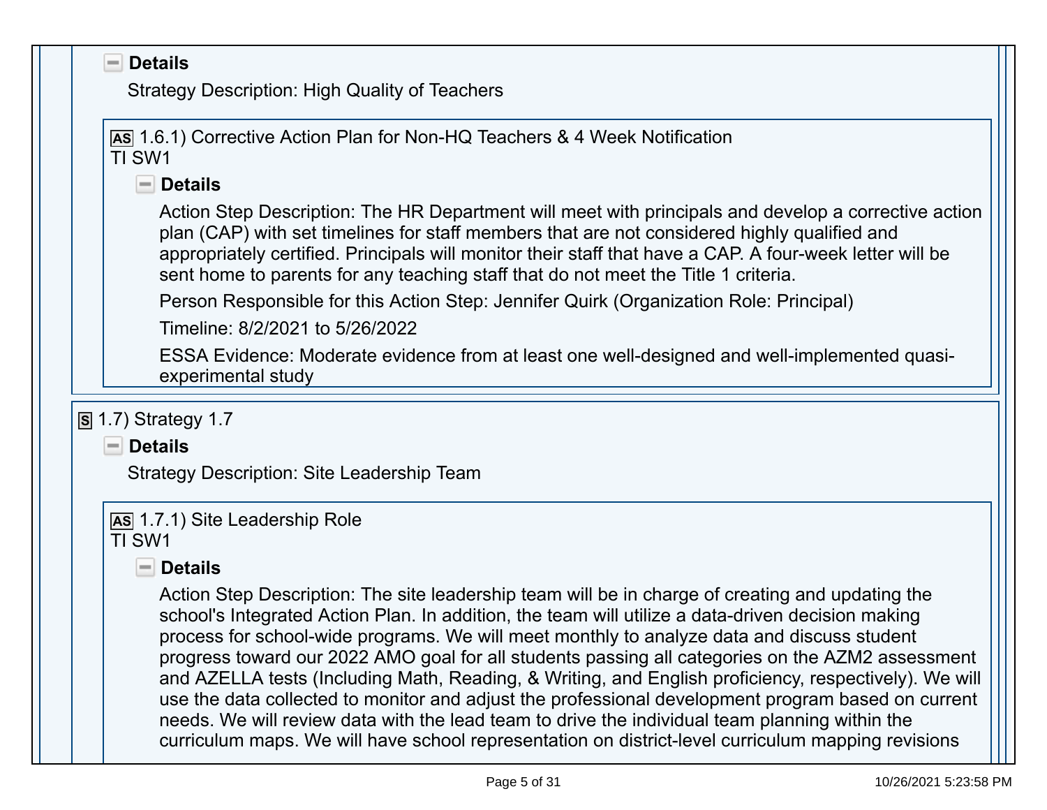**Details**

Strategy Description: High Quality of Teachers

AS 1.6.1) Corrective Action Plan for Non-HQ Teachers & 4 Week Notification
TI SW1

**Details**

Action Step Description: The HR Department will meet with principals and develop a corrective action plan (CAP) with set timelines for staff members that are not considered highly qualified and appropriately certified. Principals will monitor their staff that have a CAP. A four-week letter will be sent home to parents for any teaching staff that do not meet the Title 1 criteria.

Person Responsible for this Action Step: Jennifer Quirk (Organization Role: Principal)

Timeline: 8/2/2021 to 5/26/2022

ESSA Evidence: Moderate evidence from at least one well-designed and well-implemented quasi-experimental study

S 1.7) Strategy 1.7

**Details**

Strategy Description: Site Leadership Team

AS 1.7.1) Site Leadership Role
TI SW1

**Details**

Action Step Description: The site leadership team will be in charge of creating and updating the school's Integrated Action Plan. In addition, the team will utilize a data-driven decision making process for school-wide programs. We will meet monthly to analyze data and discuss student progress toward our 2022 AMO goal for all students passing all categories on the AZM2 assessment and AZELLA tests (Including Math, Reading, & Writing, and English proficiency, respectively). We will use the data collected to monitor and adjust the professional development program based on current needs. We will review data with the lead team to drive the individual team planning within the curriculum maps. We will have school representation on district-level curriculum mapping revisions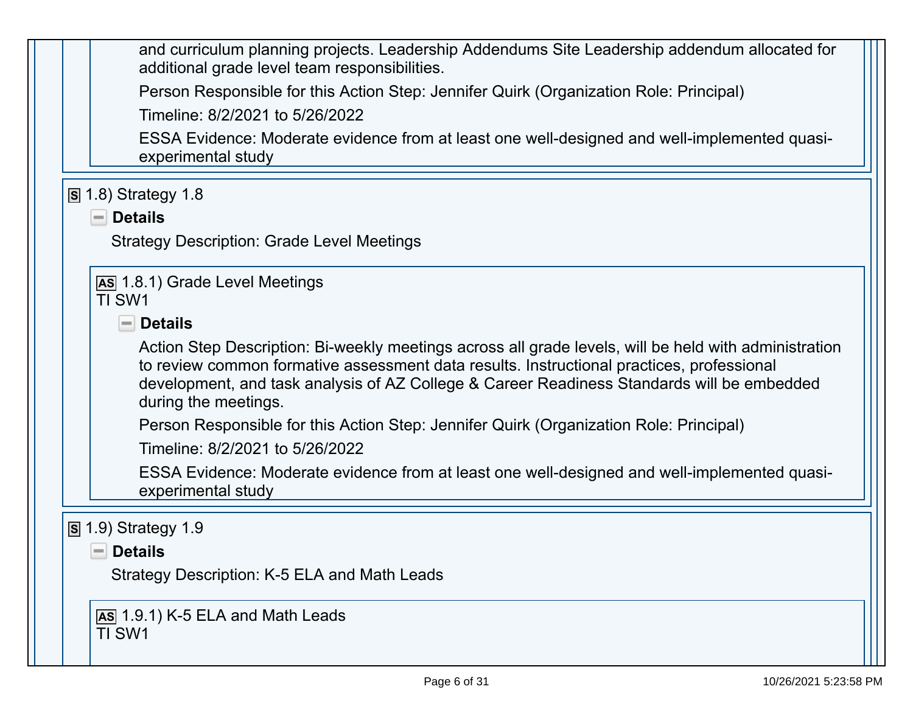and curriculum planning projects. Leadership Addendums Site Leadership addendum allocated for additional grade level team responsibilities.

Person Responsible for this Action Step: Jennifer Quirk (Organization Role: Principal)

Timeline: 8/2/2021 to 5/26/2022

ESSA Evidence: Moderate evidence from at least one well-designed and well-implemented quasi-experimental study

### S 1.8) Strategy 1.8

**Details**

Strategy Description: Grade Level Meetings

#### AS 1.8.1) Grade Level Meetings
TI SW1

**Details**

Action Step Description: Bi-weekly meetings across all grade levels, will be held with administration to review common formative assessment data results. Instructional practices, professional development, and task analysis of AZ College & Career Readiness Standards will be embedded during the meetings.

Person Responsible for this Action Step: Jennifer Quirk (Organization Role: Principal)

Timeline: 8/2/2021 to 5/26/2022

ESSA Evidence: Moderate evidence from at least one well-designed and well-implemented quasi-experimental study

### S 1.9) Strategy 1.9

**Details**

Strategy Description: K-5 ELA and Math Leads

#### AS 1.9.1) K-5 ELA and Math Leads
TI SW1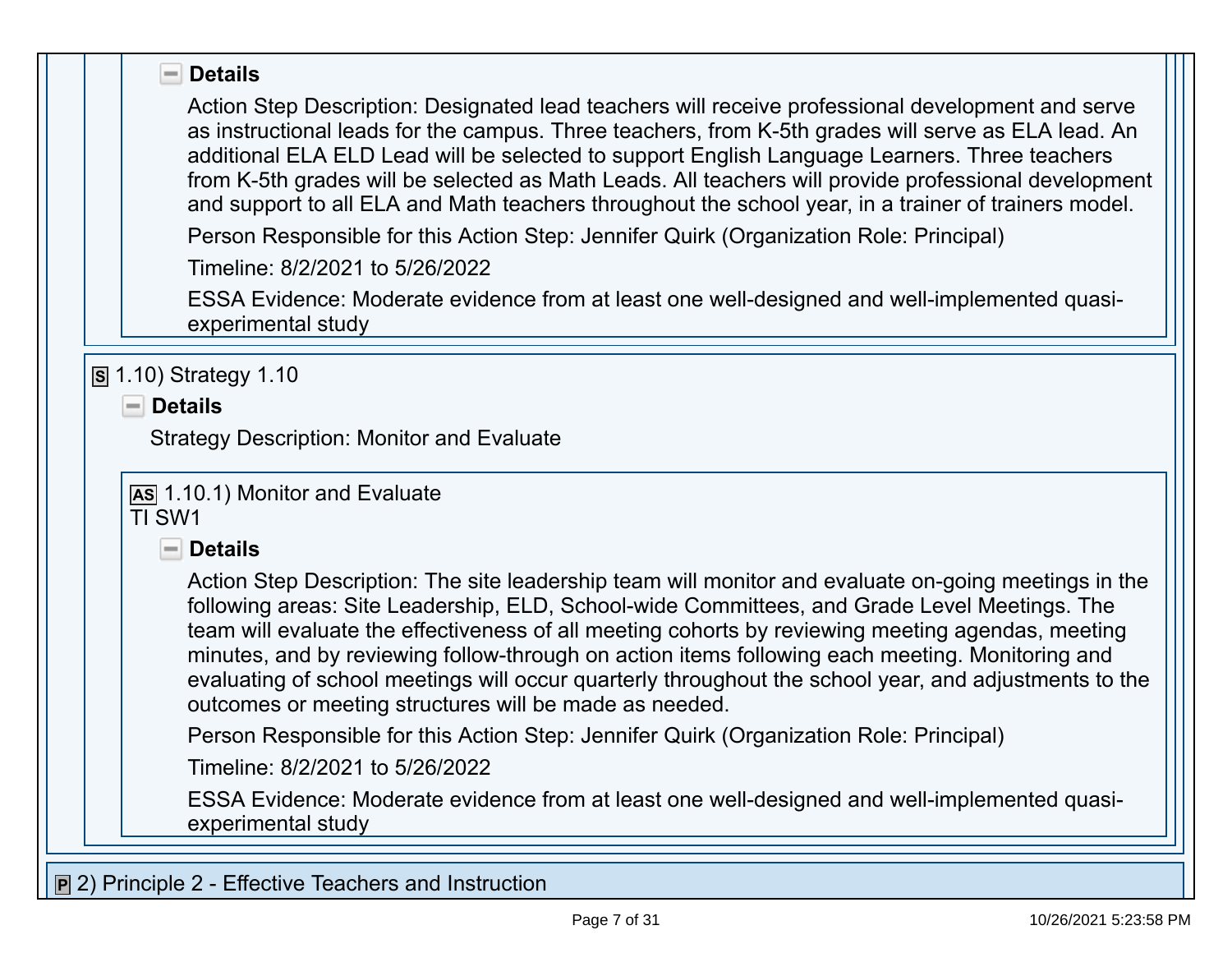**Details**

Action Step Description: Designated lead teachers will receive professional development and serve as instructional leads for the campus. Three teachers, from K-5th grades will serve as ELA lead. An additional ELA ELD Lead will be selected to support English Language Learners. Three teachers from K-5th grades will be selected as Math Leads. All teachers will provide professional development and support to all ELA and Math teachers throughout the school year, in a trainer of trainers model.

Person Responsible for this Action Step: Jennifer Quirk (Organization Role: Principal)

Timeline: 8/2/2021 to 5/26/2022

ESSA Evidence: Moderate evidence from at least one well-designed and well-implemented quasi-experimental study

### S 1.10) Strategy 1.10

**Details**

Strategy Description: Monitor and Evaluate

#### AS 1.10.1) Monitor and Evaluate
TI SW1

**Details**

Action Step Description: The site leadership team will monitor and evaluate on-going meetings in the following areas: Site Leadership, ELD, School-wide Committees, and Grade Level Meetings. The team will evaluate the effectiveness of all meeting cohorts by reviewing meeting agendas, meeting minutes, and by reviewing follow-through on action items following each meeting. Monitoring and evaluating of school meetings will occur quarterly throughout the school year, and adjustments to the outcomes or meeting structures will be made as needed.

Person Responsible for this Action Step: Jennifer Quirk (Organization Role: Principal)

Timeline: 8/2/2021 to 5/26/2022

ESSA Evidence: Moderate evidence from at least one well-designed and well-implemented quasi-experimental study

## P 2) Principle 2 - Effective Teachers and Instruction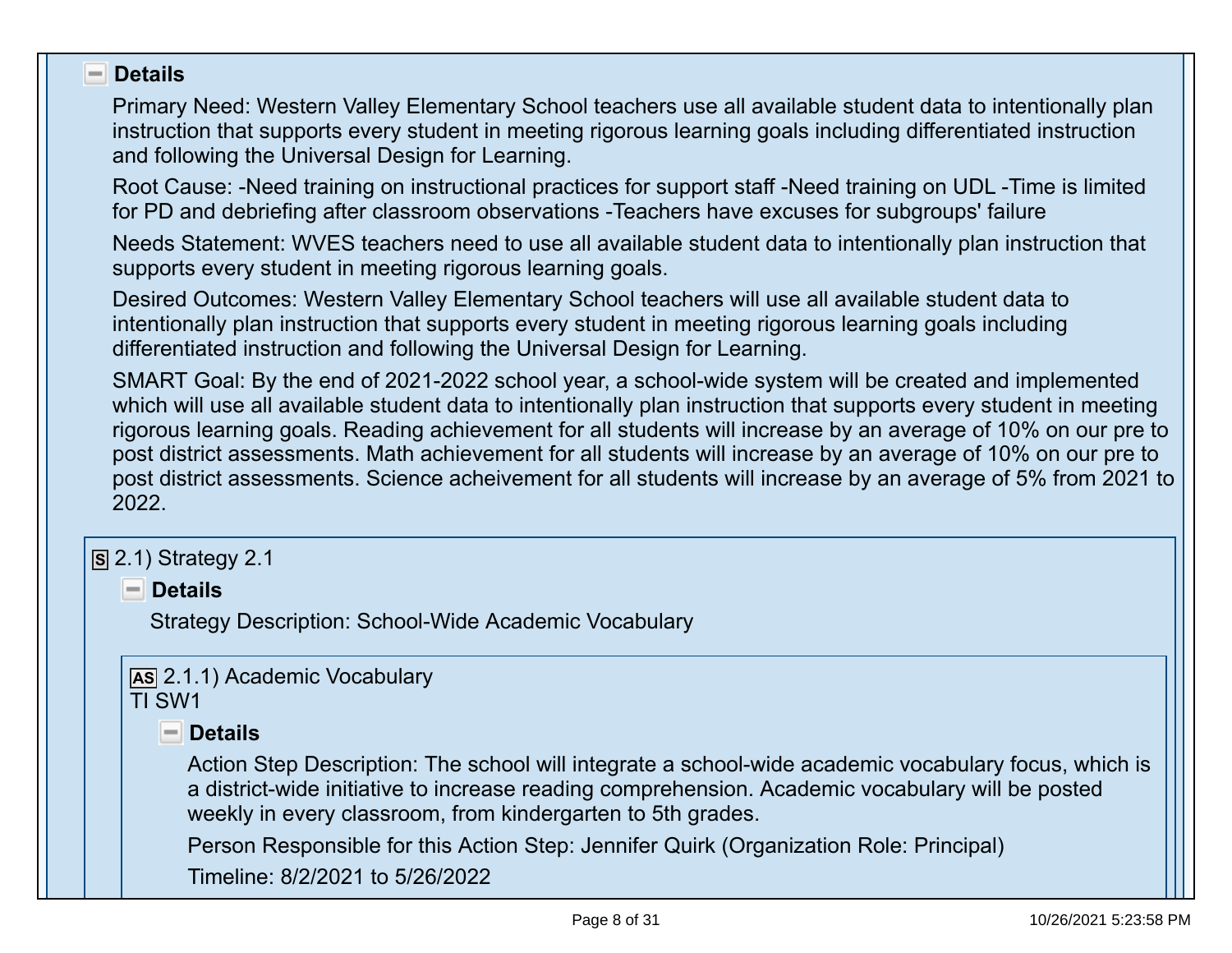**Details**

Primary Need: Western Valley Elementary School teachers use all available student data to intentionally plan instruction that supports every student in meeting rigorous learning goals including differentiated instruction and following the Universal Design for Learning.

Root Cause: -Need training on instructional practices for support staff -Need training on UDL -Time is limited for PD and debriefing after classroom observations -Teachers have excuses for subgroups' failure

Needs Statement: WVES teachers need to use all available student data to intentionally plan instruction that supports every student in meeting rigorous learning goals.

Desired Outcomes: Western Valley Elementary School teachers will use all available student data to intentionally plan instruction that supports every student in meeting rigorous learning goals including differentiated instruction and following the Universal Design for Learning.

SMART Goal: By the end of 2021-2022 school year, a school-wide system will be created and implemented which will use all available student data to intentionally plan instruction that supports every student in meeting rigorous learning goals. Reading achievement for all students will increase by an average of 10% on our pre to post district assessments. Math achievement for all students will increase by an average of 10% on our pre to post district assessments. Science acheivement for all students will increase by an average of 5% from 2021 to 2022.

S 2.1) Strategy 2.1

**Details**

Strategy Description: School-Wide Academic Vocabulary

AS 2.1.1) Academic Vocabulary
TI SW1

**Details**

Action Step Description: The school will integrate a school-wide academic vocabulary focus, which is a district-wide initiative to increase reading comprehension. Academic vocabulary will be posted weekly in every classroom, from kindergarten to 5th grades.

Person Responsible for this Action Step: Jennifer Quirk (Organization Role: Principal)

Timeline: 8/2/2021 to 5/26/2022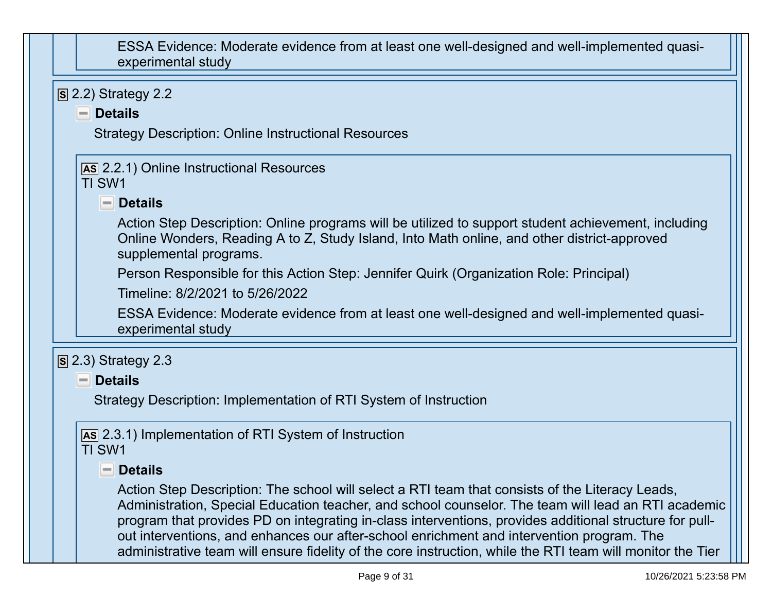ESSA Evidence: Moderate evidence from at least one well-designed and well-implemented quasi-experimental study

### S 2.2) Strategy 2.2

**Details**

Strategy Description: Online Instructional Resources

#### AS 2.2.1) Online Instructional Resources
TI SW1

**Details**

Action Step Description: Online programs will be utilized to support student achievement, including Online Wonders, Reading A to Z, Study Island, Into Math online, and other district-approved supplemental programs.

Person Responsible for this Action Step: Jennifer Quirk (Organization Role: Principal)

Timeline: 8/2/2021 to 5/26/2022

ESSA Evidence: Moderate evidence from at least one well-designed and well-implemented quasi-experimental study

### S 2.3) Strategy 2.3

**Details**

Strategy Description: Implementation of RTI System of Instruction

#### AS 2.3.1) Implementation of RTI System of Instruction
TI SW1

**Details**

Action Step Description: The school will select a RTI team that consists of the Literacy Leads, Administration, Special Education teacher, and school counselor. The team will lead an RTI academic program that provides PD on integrating in-class interventions, provides additional structure for pull-out interventions, and enhances our after-school enrichment and intervention program. The administrative team will ensure fidelity of the core instruction, while the RTI team will monitor the Tier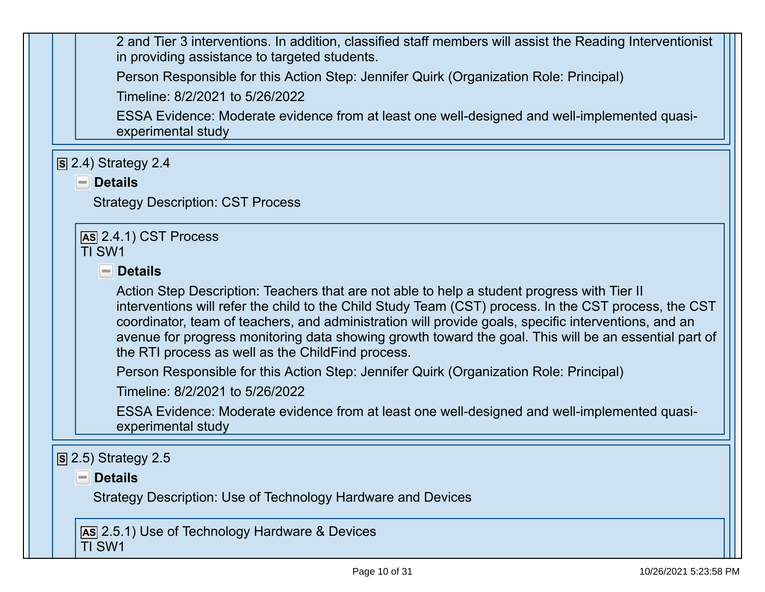2 and Tier 3 interventions. In addition, classified staff members will assist the Reading Interventionist in providing assistance to targeted students.

Person Responsible for this Action Step: Jennifer Quirk (Organization Role: Principal)

Timeline: 8/2/2021 to 5/26/2022

ESSA Evidence: Moderate evidence from at least one well-designed and well-implemented quasi-experimental study

### S 2.4) Strategy 2.4

**Details**

Strategy Description: CST Process

#### AS 2.4.1) CST Process
TI SW1

**Details**

Action Step Description: Teachers that are not able to help a student progress with Tier II interventions will refer the child to the Child Study Team (CST) process. In the CST process, the CST coordinator, team of teachers, and administration will provide goals, specific interventions, and an avenue for progress monitoring data showing growth toward the goal. This will be an essential part of the RTI process as well as the ChildFind process.

Person Responsible for this Action Step: Jennifer Quirk (Organization Role: Principal)

Timeline: 8/2/2021 to 5/26/2022

ESSA Evidence: Moderate evidence from at least one well-designed and well-implemented quasi-experimental study

### S 2.5) Strategy 2.5

**Details**

Strategy Description: Use of Technology Hardware and Devices

#### AS 2.5.1) Use of Technology Hardware & Devices
TI SW1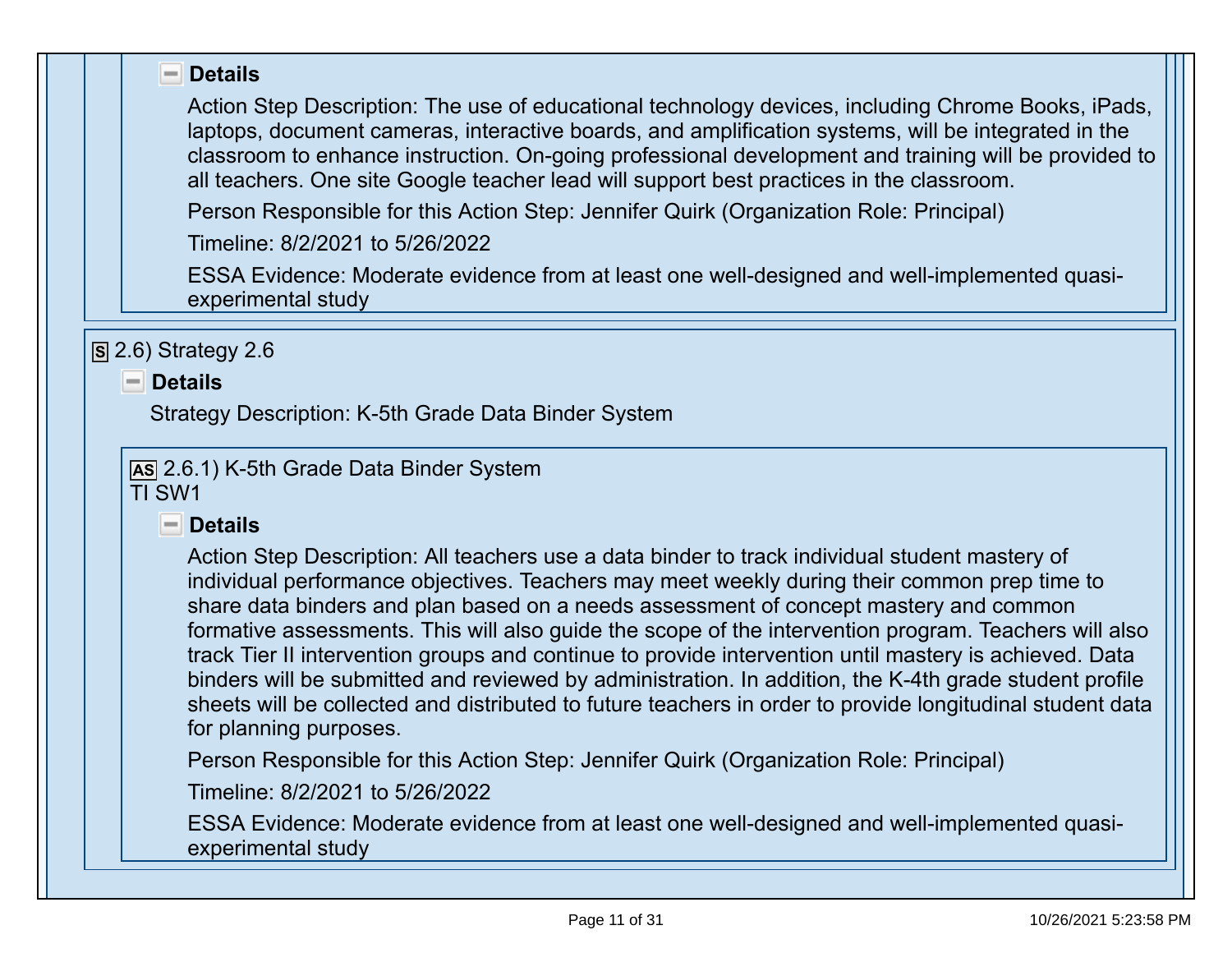**Details**

Action Step Description: The use of educational technology devices, including Chrome Books, iPads, laptops, document cameras, interactive boards, and amplification systems, will be integrated in the classroom to enhance instruction. On-going professional development and training will be provided to all teachers. One site Google teacher lead will support best practices in the classroom.

Person Responsible for this Action Step: Jennifer Quirk (Organization Role: Principal)

Timeline: 8/2/2021 to 5/26/2022

ESSA Evidence: Moderate evidence from at least one well-designed and well-implemented quasi-experimental study

**S** 2.6) Strategy 2.6

**Details**

Strategy Description: K-5th Grade Data Binder System

**AS** 2.6.1) K-5th Grade Data Binder System
TI SW1

**Details**

Action Step Description: All teachers use a data binder to track individual student mastery of individual performance objectives. Teachers may meet weekly during their common prep time to share data binders and plan based on a needs assessment of concept mastery and common formative assessments. This will also guide the scope of the intervention program. Teachers will also track Tier II intervention groups and continue to provide intervention until mastery is achieved. Data binders will be submitted and reviewed by administration. In addition, the K-4th grade student profile sheets will be collected and distributed to future teachers in order to provide longitudinal student data for planning purposes.

Person Responsible for this Action Step: Jennifer Quirk (Organization Role: Principal)

Timeline: 8/2/2021 to 5/26/2022

ESSA Evidence: Moderate evidence from at least one well-designed and well-implemented quasi-experimental study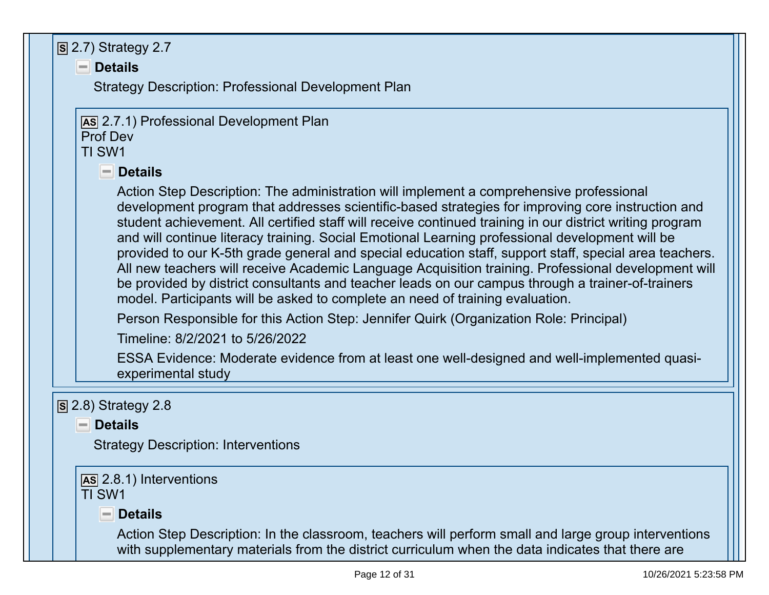**S** 2.7) Strategy 2.7

**Details**

Strategy Description: Professional Development Plan

**AS** 2.7.1) Professional Development Plan
Prof Dev
TI SW1

**Details**

Action Step Description: The administration will implement a comprehensive professional development program that addresses scientific-based strategies for improving core instruction and student achievement. All certified staff will receive continued training in our district writing program and will continue literacy training. Social Emotional Learning professional development will be provided to our K-5th grade general and special education staff, support staff, special area teachers. All new teachers will receive Academic Language Acquisition training. Professional development will be provided by district consultants and teacher leads on our campus through a trainer-of-trainers model. Participants will be asked to complete an need of training evaluation.

Person Responsible for this Action Step: Jennifer Quirk (Organization Role: Principal)

Timeline: 8/2/2021 to 5/26/2022

ESSA Evidence: Moderate evidence from at least one well-designed and well-implemented quasi-experimental study

**S** 2.8) Strategy 2.8

**Details**

Strategy Description: Interventions

**AS** 2.8.1) Interventions
TI SW1

**Details**

Action Step Description: In the classroom, teachers will perform small and large group interventions with supplementary materials from the district curriculum when the data indicates that there are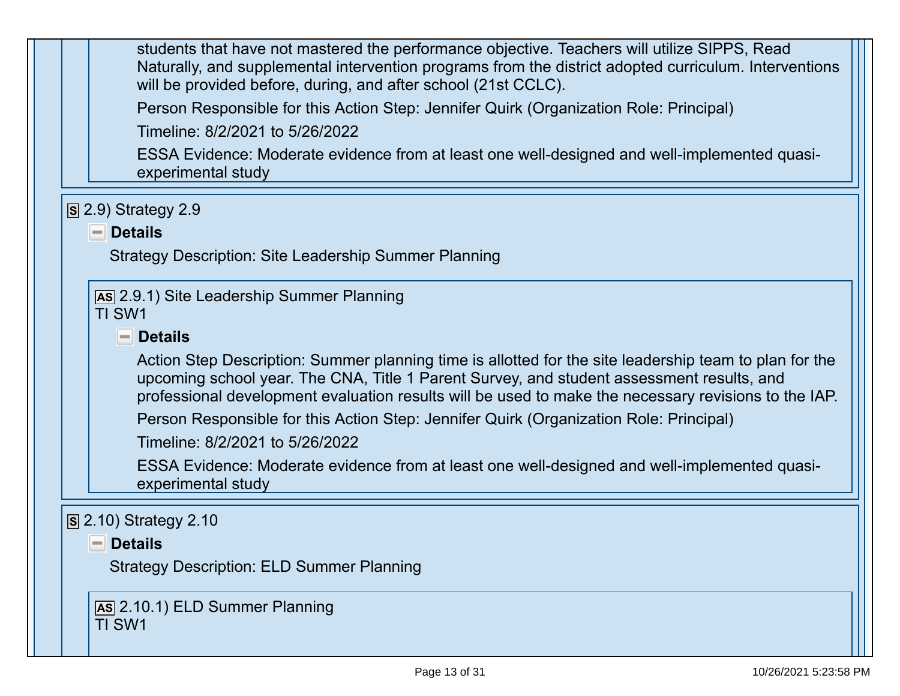students that have not mastered the performance objective. Teachers will utilize SIPPS, Read Naturally, and supplemental intervention programs from the district adopted curriculum. Interventions will be provided before, during, and after school (21st CCLC).

Person Responsible for this Action Step: Jennifer Quirk (Organization Role: Principal)

Timeline: 8/2/2021 to 5/26/2022

ESSA Evidence: Moderate evidence from at least one well-designed and well-implemented quasi-experimental study

### S 2.9) Strategy 2.9

**Details**

Strategy Description: Site Leadership Summer Planning

#### AS 2.9.1) Site Leadership Summer Planning
TI SW1

**Details**

Action Step Description: Summer planning time is allotted for the site leadership team to plan for the upcoming school year. The CNA, Title 1 Parent Survey, and student assessment results, and professional development evaluation results will be used to make the necessary revisions to the IAP.

Person Responsible for this Action Step: Jennifer Quirk (Organization Role: Principal)

Timeline: 8/2/2021 to 5/26/2022

ESSA Evidence: Moderate evidence from at least one well-designed and well-implemented quasi-experimental study

### S 2.10) Strategy 2.10

**Details**

Strategy Description: ELD Summer Planning

#### AS 2.10.1) ELD Summer Planning
TI SW1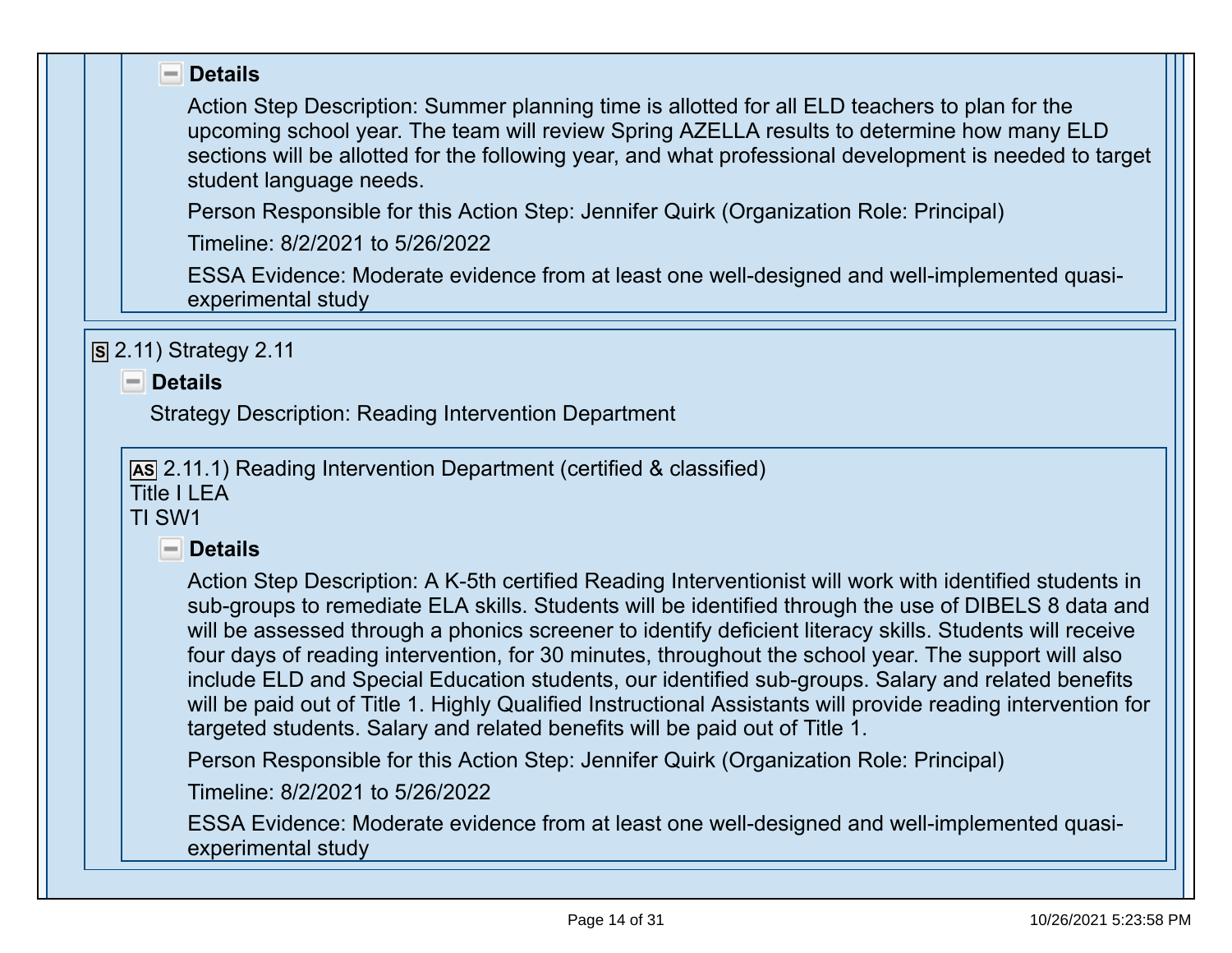**Details**

Action Step Description: Summer planning time is allotted for all ELD teachers to plan for the upcoming school year. The team will review Spring AZELLA results to determine how many ELD sections will be allotted for the following year, and what professional development is needed to target student language needs.

Person Responsible for this Action Step: Jennifer Quirk (Organization Role: Principal)

Timeline: 8/2/2021 to 5/26/2022

ESSA Evidence: Moderate evidence from at least one well-designed and well-implemented quasi-experimental study

S 2.11) Strategy 2.11

**Details**

Strategy Description: Reading Intervention Department

AS 2.11.1) Reading Intervention Department (certified & classified)
Title I LEA
TI SW1

**Details**

Action Step Description: A K-5th certified Reading Interventionist will work with identified students in sub-groups to remediate ELA skills. Students will be identified through the use of DIBELS 8 data and will be assessed through a phonics screener to identify deficient literacy skills. Students will receive four days of reading intervention, for 30 minutes, throughout the school year. The support will also include ELD and Special Education students, our identified sub-groups. Salary and related benefits will be paid out of Title 1. Highly Qualified Instructional Assistants will provide reading intervention for targeted students. Salary and related benefits will be paid out of Title 1.

Person Responsible for this Action Step: Jennifer Quirk (Organization Role: Principal)

Timeline: 8/2/2021 to 5/26/2022

ESSA Evidence: Moderate evidence from at least one well-designed and well-implemented quasi-experimental study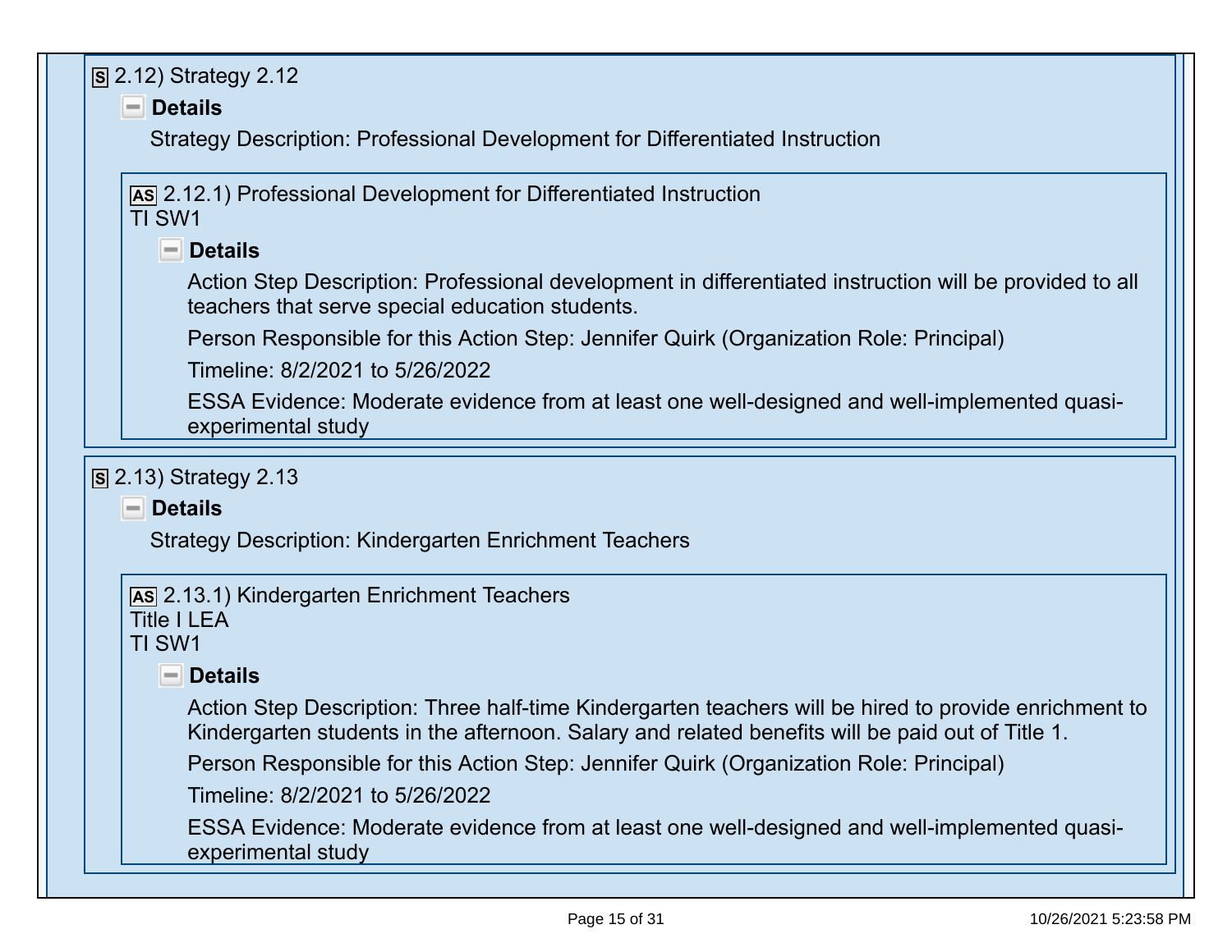**S** 2.12) Strategy 2.12

**Details**

Strategy Description: Professional Development for Differentiated Instruction

**AS** 2.12.1) Professional Development for Differentiated Instruction
TI SW1

**Details**

Action Step Description: Professional development in differentiated instruction will be provided to all teachers that serve special education students.

Person Responsible for this Action Step: Jennifer Quirk (Organization Role: Principal)

Timeline: 8/2/2021 to 5/26/2022

ESSA Evidence: Moderate evidence from at least one well-designed and well-implemented quasi-experimental study

**S** 2.13) Strategy 2.13

**Details**

Strategy Description: Kindergarten Enrichment Teachers

**AS** 2.13.1) Kindergarten Enrichment Teachers
Title I LEA
TI SW1

**Details**

Action Step Description: Three half-time Kindergarten teachers will be hired to provide enrichment to Kindergarten students in the afternoon. Salary and related benefits will be paid out of Title 1.

Person Responsible for this Action Step: Jennifer Quirk (Organization Role: Principal)

Timeline: 8/2/2021 to 5/26/2022

ESSA Evidence: Moderate evidence from at least one well-designed and well-implemented quasi-experimental study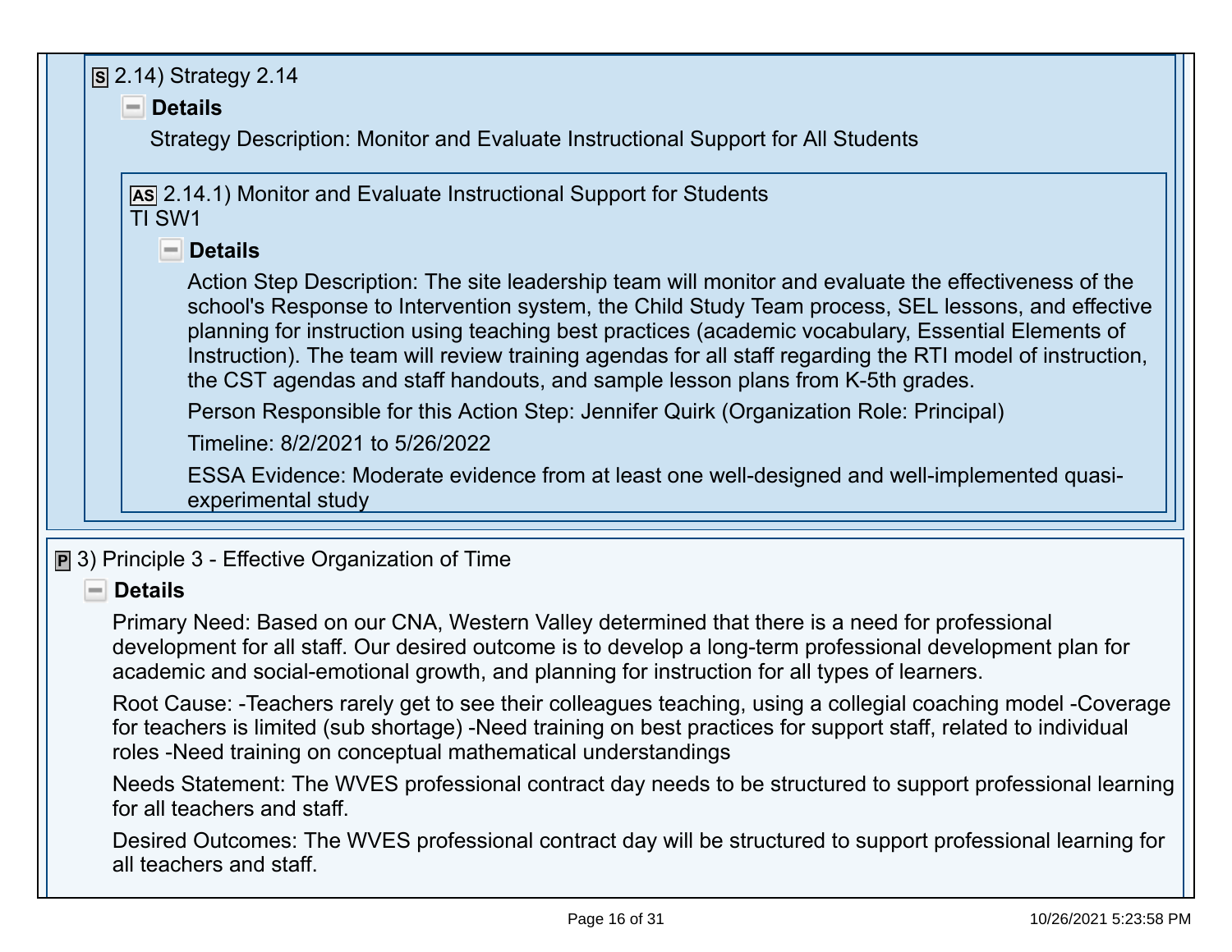**S** 2.14) Strategy 2.14

**Details**

Strategy Description: Monitor and Evaluate Instructional Support for All Students

**AS** 2.14.1) Monitor and Evaluate Instructional Support for Students
TI SW1

**Details**

Action Step Description: The site leadership team will monitor and evaluate the effectiveness of the school's Response to Intervention system, the Child Study Team process, SEL lessons, and effective planning for instruction using teaching best practices (academic vocabulary, Essential Elements of Instruction). The team will review training agendas for all staff regarding the RTI model of instruction, the CST agendas and staff handouts, and sample lesson plans from K-5th grades.

Person Responsible for this Action Step: Jennifer Quirk (Organization Role: Principal)

Timeline: 8/2/2021 to 5/26/2022

ESSA Evidence: Moderate evidence from at least one well-designed and well-implemented quasi-experimental study

**P** 3) Principle 3 - Effective Organization of Time

**Details**

Primary Need: Based on our CNA, Western Valley determined that there is a need for professional development for all staff. Our desired outcome is to develop a long-term professional development plan for academic and social-emotional growth, and planning for instruction for all types of learners.

Root Cause: -Teachers rarely get to see their colleagues teaching, using a collegial coaching model -Coverage for teachers is limited (sub shortage) -Need training on best practices for support staff, related to individual roles -Need training on conceptual mathematical understandings

Needs Statement: The WVES professional contract day needs to be structured to support professional learning for all teachers and staff.

Desired Outcomes: The WVES professional contract day will be structured to support professional learning for all teachers and staff.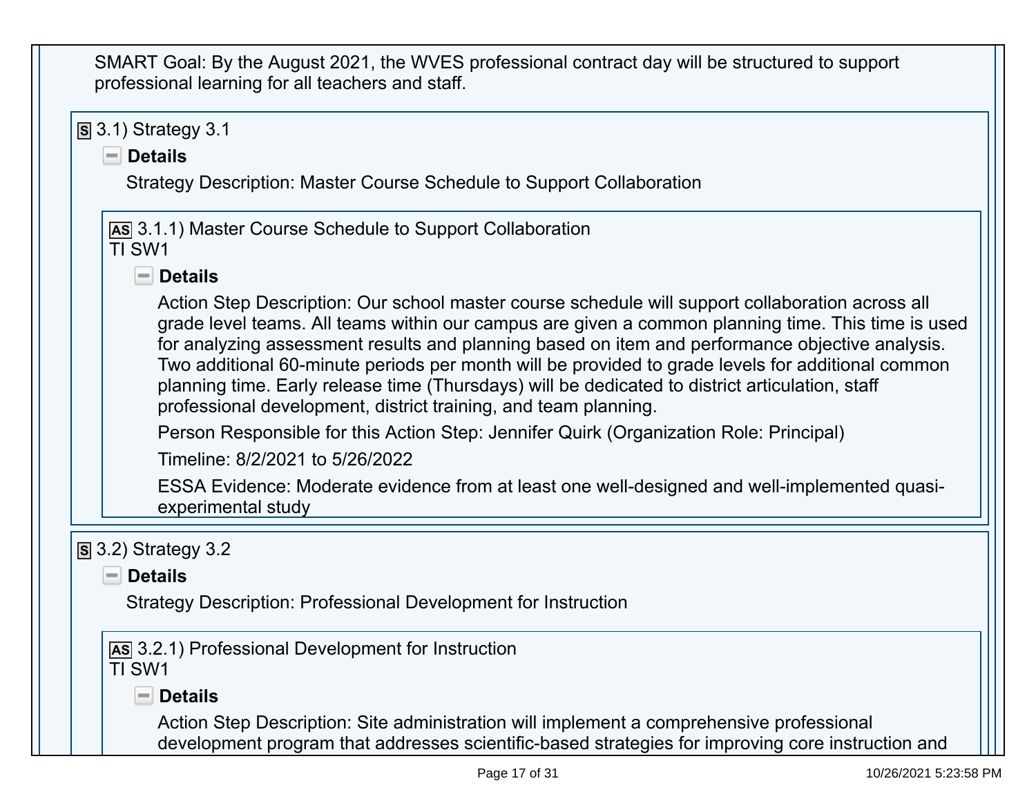SMART Goal: By the August 2021, the WVES professional contract day will be structured to support professional learning for all teachers and staff.

**S** 3.1) Strategy 3.1

**Details**

Strategy Description: Master Course Schedule to Support Collaboration

**AS** 3.1.1) Master Course Schedule to Support Collaboration
TI SW1

**Details**

Action Step Description: Our school master course schedule will support collaboration across all grade level teams. All teams within our campus are given a common planning time. This time is used for analyzing assessment results and planning based on item and performance objective analysis. Two additional 60-minute periods per month will be provided to grade levels for additional common planning time. Early release time (Thursdays) will be dedicated to district articulation, staff professional development, district training, and team planning.

Person Responsible for this Action Step: Jennifer Quirk (Organization Role: Principal)

Timeline: 8/2/2021 to 5/26/2022

ESSA Evidence: Moderate evidence from at least one well-designed and well-implemented quasi-experimental study

**S** 3.2) Strategy 3.2

**Details**

Strategy Description: Professional Development for Instruction

**AS** 3.2.1) Professional Development for Instruction
TI SW1

**Details**

Action Step Description: Site administration will implement a comprehensive professional development program that addresses scientific-based strategies for improving core instruction and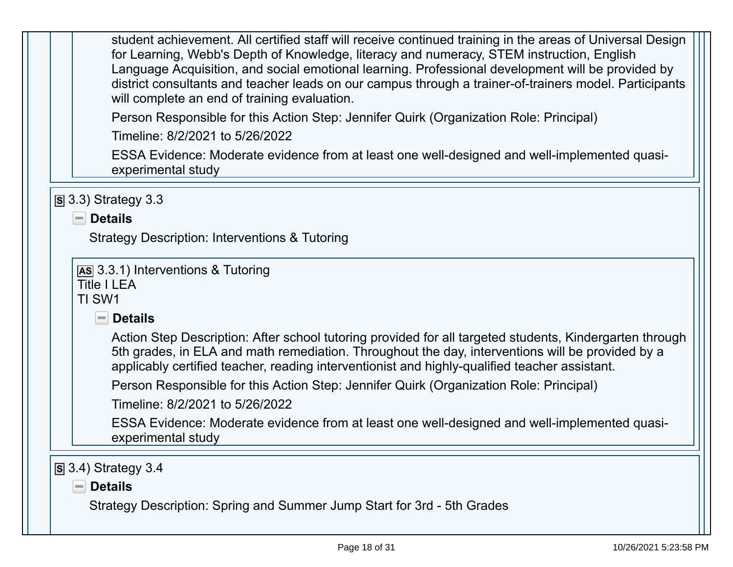student achievement. All certified staff will receive continued training in the areas of Universal Design for Learning, Webb's Depth of Knowledge, literacy and numeracy, STEM instruction, English Language Acquisition, and social emotional learning. Professional development will be provided by district consultants and teacher leads on our campus through a trainer-of-trainers model. Participants will complete an end of training evaluation.

Person Responsible for this Action Step: Jennifer Quirk (Organization Role: Principal)

Timeline: 8/2/2021 to 5/26/2022

ESSA Evidence: Moderate evidence from at least one well-designed and well-implemented quasi-experimental study

### S 3.3) Strategy 3.3

**Details**

Strategy Description: Interventions & Tutoring

#### AS 3.3.1) Interventions & Tutoring

Title I LEA
TI SW1

**Details**

Action Step Description: After school tutoring provided for all targeted students, Kindergarten through 5th grades, in ELA and math remediation. Throughout the day, interventions will be provided by a applicably certified teacher, reading interventionist and highly-qualified teacher assistant.

Person Responsible for this Action Step: Jennifer Quirk (Organization Role: Principal)

Timeline: 8/2/2021 to 5/26/2022

ESSA Evidence: Moderate evidence from at least one well-designed and well-implemented quasi-experimental study

### S 3.4) Strategy 3.4

**Details**

Strategy Description: Spring and Summer Jump Start for 3rd - 5th Grades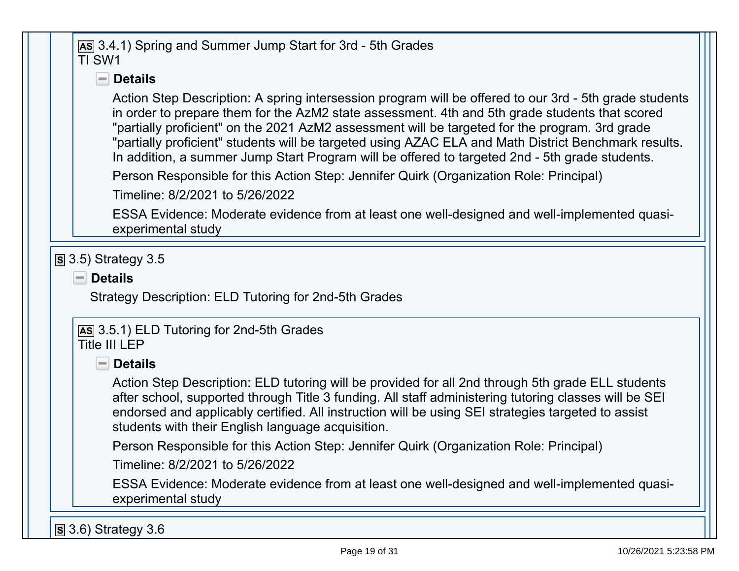**AS** 3.4.1) Spring and Summer Jump Start for 3rd - 5th Grades
TI SW1

**Details**

Action Step Description: A spring intersession program will be offered to our 3rd - 5th grade students in order to prepare them for the AzM2 state assessment. 4th and 5th grade students that scored "partially proficient" on the 2021 AzM2 assessment will be targeted for the program. 3rd grade "partially proficient" students will be targeted using AZAC ELA and Math District Benchmark results. In addition, a summer Jump Start Program will be offered to targeted 2nd - 5th grade students.

Person Responsible for this Action Step: Jennifer Quirk (Organization Role: Principal)

Timeline: 8/2/2021 to 5/26/2022

ESSA Evidence: Moderate evidence from at least one well-designed and well-implemented quasi-experimental study

**S** 3.5) Strategy 3.5

**Details**

Strategy Description: ELD Tutoring for 2nd-5th Grades

**AS** 3.5.1) ELD Tutoring for 2nd-5th Grades
Title III LEP

**Details**

Action Step Description: ELD tutoring will be provided for all 2nd through 5th grade ELL students after school, supported through Title 3 funding. All staff administering tutoring classes will be SEI endorsed and applicably certified. All instruction will be using SEI strategies targeted to assist students with their English language acquisition.

Person Responsible for this Action Step: Jennifer Quirk (Organization Role: Principal)

Timeline: 8/2/2021 to 5/26/2022

ESSA Evidence: Moderate evidence from at least one well-designed and well-implemented quasi-experimental study

**S** 3.6) Strategy 3.6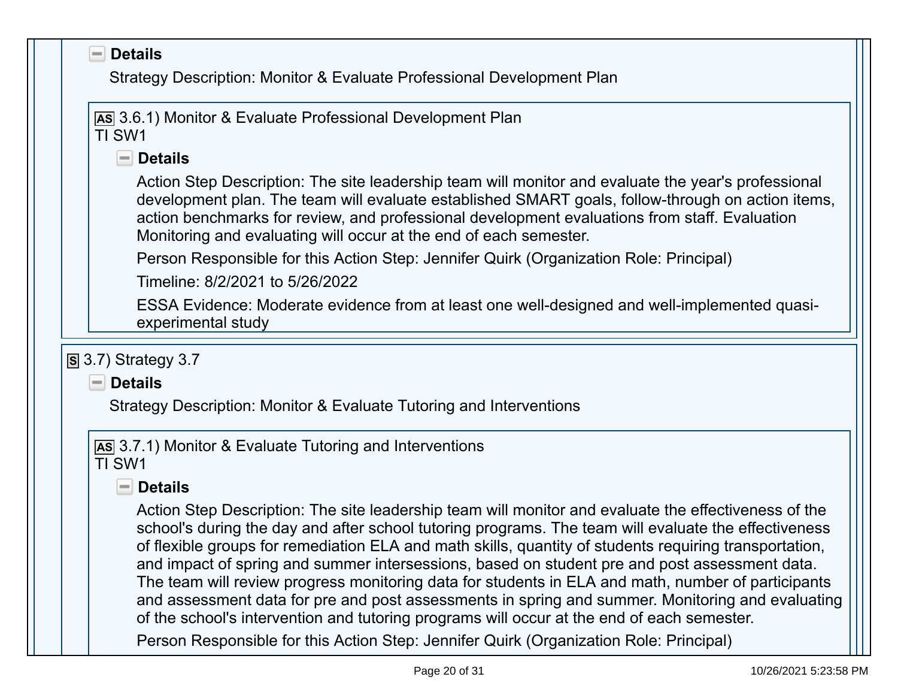**Details**

Strategy Description: Monitor & Evaluate Professional Development Plan

AS 3.6.1) Monitor & Evaluate Professional Development Plan
TI SW1

**Details**

Action Step Description: The site leadership team will monitor and evaluate the year's professional development plan. The team will evaluate established SMART goals, follow-through on action items, action benchmarks for review, and professional development evaluations from staff. Evaluation Monitoring and evaluating will occur at the end of each semester.

Person Responsible for this Action Step: Jennifer Quirk (Organization Role: Principal)

Timeline: 8/2/2021 to 5/26/2022

ESSA Evidence: Moderate evidence from at least one well-designed and well-implemented quasi-experimental study

S 3.7) Strategy 3.7

**Details**

Strategy Description: Monitor & Evaluate Tutoring and Interventions

AS 3.7.1) Monitor & Evaluate Tutoring and Interventions
TI SW1

**Details**

Action Step Description: The site leadership team will monitor and evaluate the effectiveness of the school's during the day and after school tutoring programs. The team will evaluate the effectiveness of flexible groups for remediation ELA and math skills, quantity of students requiring transportation, and impact of spring and summer intersessions, based on student pre and post assessment data. The team will review progress monitoring data for students in ELA and math, number of participants and assessment data for pre and post assessments in spring and summer. Monitoring and evaluating of the school's intervention and tutoring programs will occur at the end of each semester.

Person Responsible for this Action Step: Jennifer Quirk (Organization Role: Principal)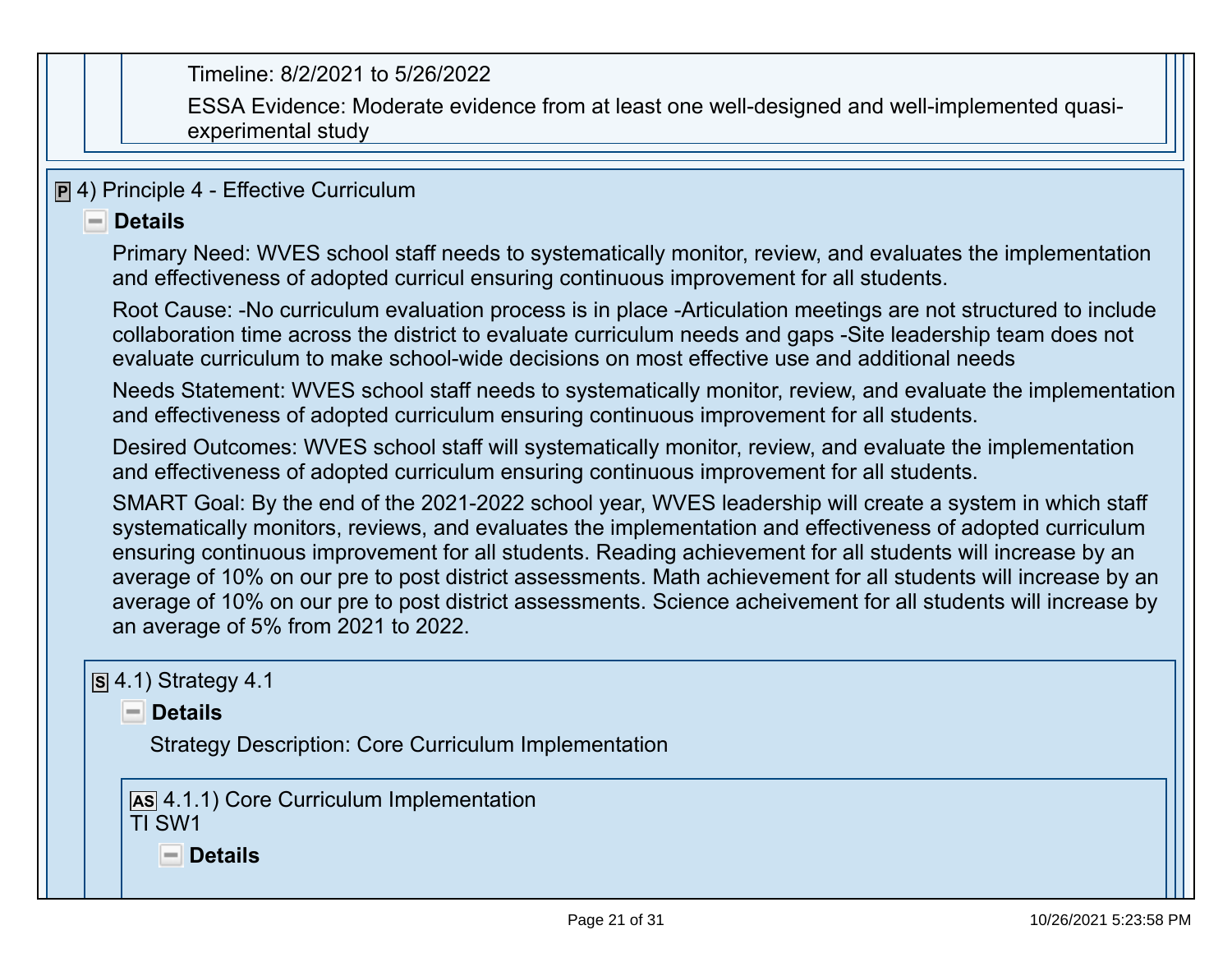Timeline: 8/2/2021 to 5/26/2022

ESSA Evidence: Moderate evidence from at least one well-designed and well-implemented quasi-experimental study

## 4) Principle 4 - Effective Curriculum

### Details

Primary Need: WVES school staff needs to systematically monitor, review, and evaluates the implementation and effectiveness of adopted curricul ensuring continuous improvement for all students.

Root Cause: -No curriculum evaluation process is in place -Articulation meetings are not structured to include collaboration time across the district to evaluate curriculum needs and gaps -Site leadership team does not evaluate curriculum to make school-wide decisions on most effective use and additional needs

Needs Statement: WVES school staff needs to systematically monitor, review, and evaluate the implementation and effectiveness of adopted curriculum ensuring continuous improvement for all students.

Desired Outcomes: WVES school staff will systematically monitor, review, and evaluate the implementation and effectiveness of adopted curriculum ensuring continuous improvement for all students.

SMART Goal: By the end of the 2021-2022 school year, WVES leadership will create a system in which staff systematically monitors, reviews, and evaluates the implementation and effectiveness of adopted curriculum ensuring continuous improvement for all students. Reading achievement for all students will increase by an average of 10% on our pre to post district assessments. Math achievement for all students will increase by an average of 10% on our pre to post district assessments. Science acheivement for all students will increase by an average of 5% from 2021 to 2022.

### 4.1) Strategy 4.1

#### Details

Strategy Description: Core Curriculum Implementation

#### 4.1.1) Core Curriculum Implementation

TI SW1

##### Details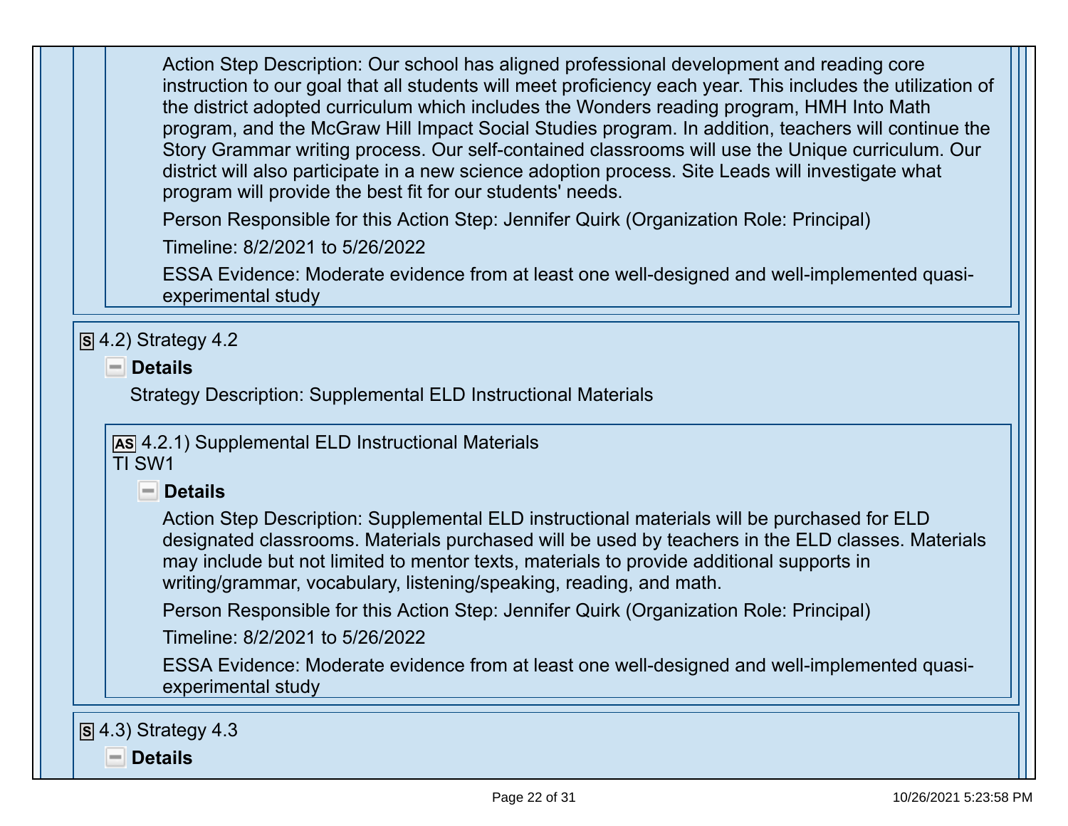Action Step Description: Our school has aligned professional development and reading core instruction to our goal that all students will meet proficiency each year. This includes the utilization of the district adopted curriculum which includes the Wonders reading program, HMH Into Math program, and the McGraw Hill Impact Social Studies program. In addition, teachers will continue the Story Grammar writing process. Our self-contained classrooms will use the Unique curriculum. Our district will also participate in a new science adoption process. Site Leads will investigate what program will provide the best fit for our students' needs.

Person Responsible for this Action Step: Jennifer Quirk (Organization Role: Principal)

Timeline: 8/2/2021 to 5/26/2022

ESSA Evidence: Moderate evidence from at least one well-designed and well-implemented quasi-experimental study

## S 4.2) Strategy 4.2

### Details

Strategy Description: Supplemental ELD Instructional Materials

### AS 4.2.1) Supplemental ELD Instructional Materials

TI SW1

#### Details

Action Step Description: Supplemental ELD instructional materials will be purchased for ELD designated classrooms. Materials purchased will be used by teachers in the ELD classes. Materials may include but not limited to mentor texts, materials to provide additional supports in writing/grammar, vocabulary, listening/speaking, reading, and math.

Person Responsible for this Action Step: Jennifer Quirk (Organization Role: Principal)

Timeline: 8/2/2021 to 5/26/2022

ESSA Evidence: Moderate evidence from at least one well-designed and well-implemented quasi-experimental study

## S 4.3) Strategy 4.3

### Details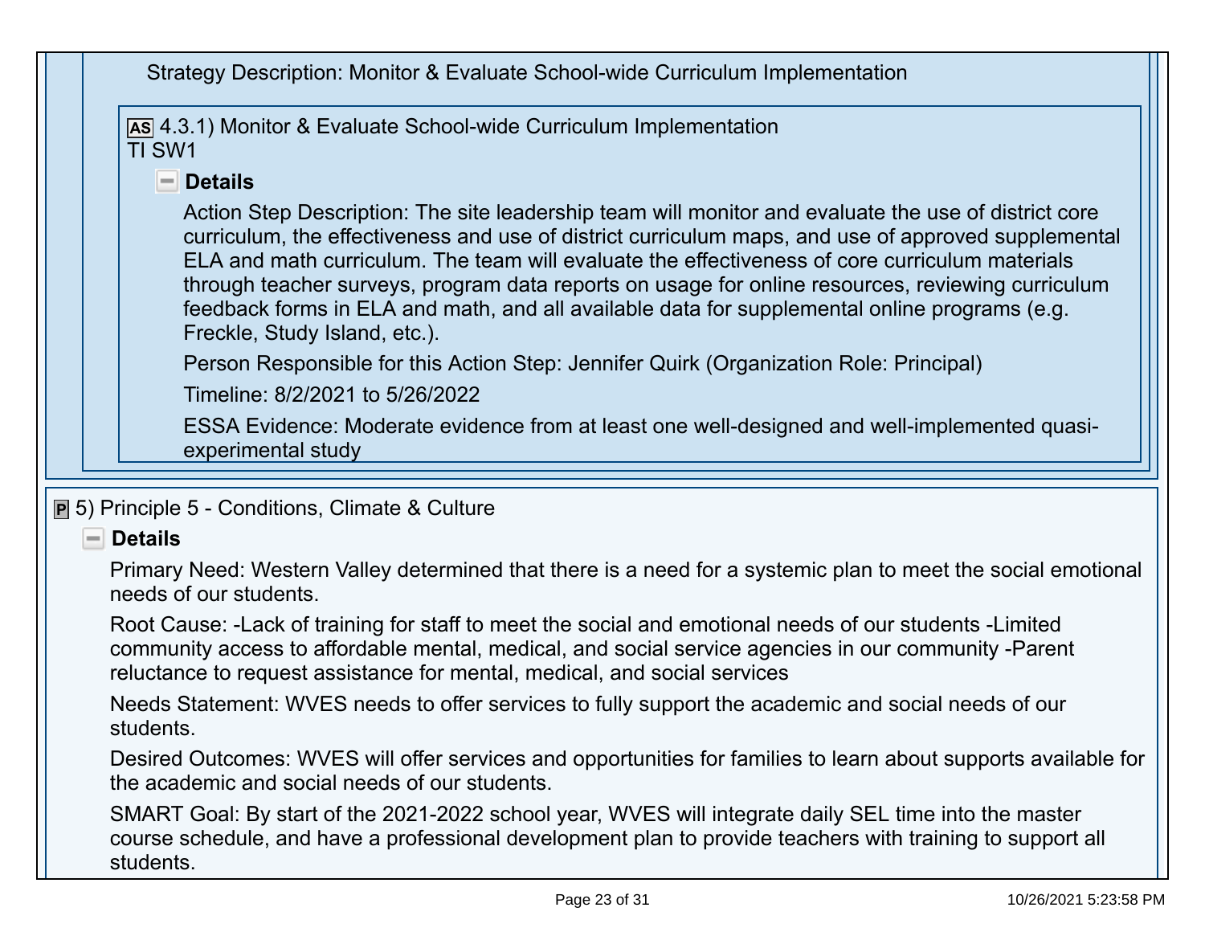Strategy Description: Monitor & Evaluate School-wide Curriculum Implementation

**AS** 4.3.1) Monitor & Evaluate School-wide Curriculum Implementation
TI SW1

**Details**

Action Step Description: The site leadership team will monitor and evaluate the use of district core curriculum, the effectiveness and use of district curriculum maps, and use of approved supplemental ELA and math curriculum. The team will evaluate the effectiveness of core curriculum materials through teacher surveys, program data reports on usage for online resources, reviewing curriculum feedback forms in ELA and math, and all available data for supplemental online programs (e.g. Freckle, Study Island, etc.).

Person Responsible for this Action Step: Jennifer Quirk (Organization Role: Principal)

Timeline: 8/2/2021 to 5/26/2022

ESSA Evidence: Moderate evidence from at least one well-designed and well-implemented quasi-experimental study

**P** 5) Principle 5 - Conditions, Climate & Culture

**Details**

Primary Need: Western Valley determined that there is a need for a systemic plan to meet the social emotional needs of our students.

Root Cause: -Lack of training for staff to meet the social and emotional needs of our students -Limited community access to affordable mental, medical, and social service agencies in our community -Parent reluctance to request assistance for mental, medical, and social services

Needs Statement: WVES needs to offer services to fully support the academic and social needs of our students.

Desired Outcomes: WVES will offer services and opportunities for families to learn about supports available for the academic and social needs of our students.

SMART Goal: By start of the 2021-2022 school year, WVES will integrate daily SEL time into the master course schedule, and have a professional development plan to provide teachers with training to support all students.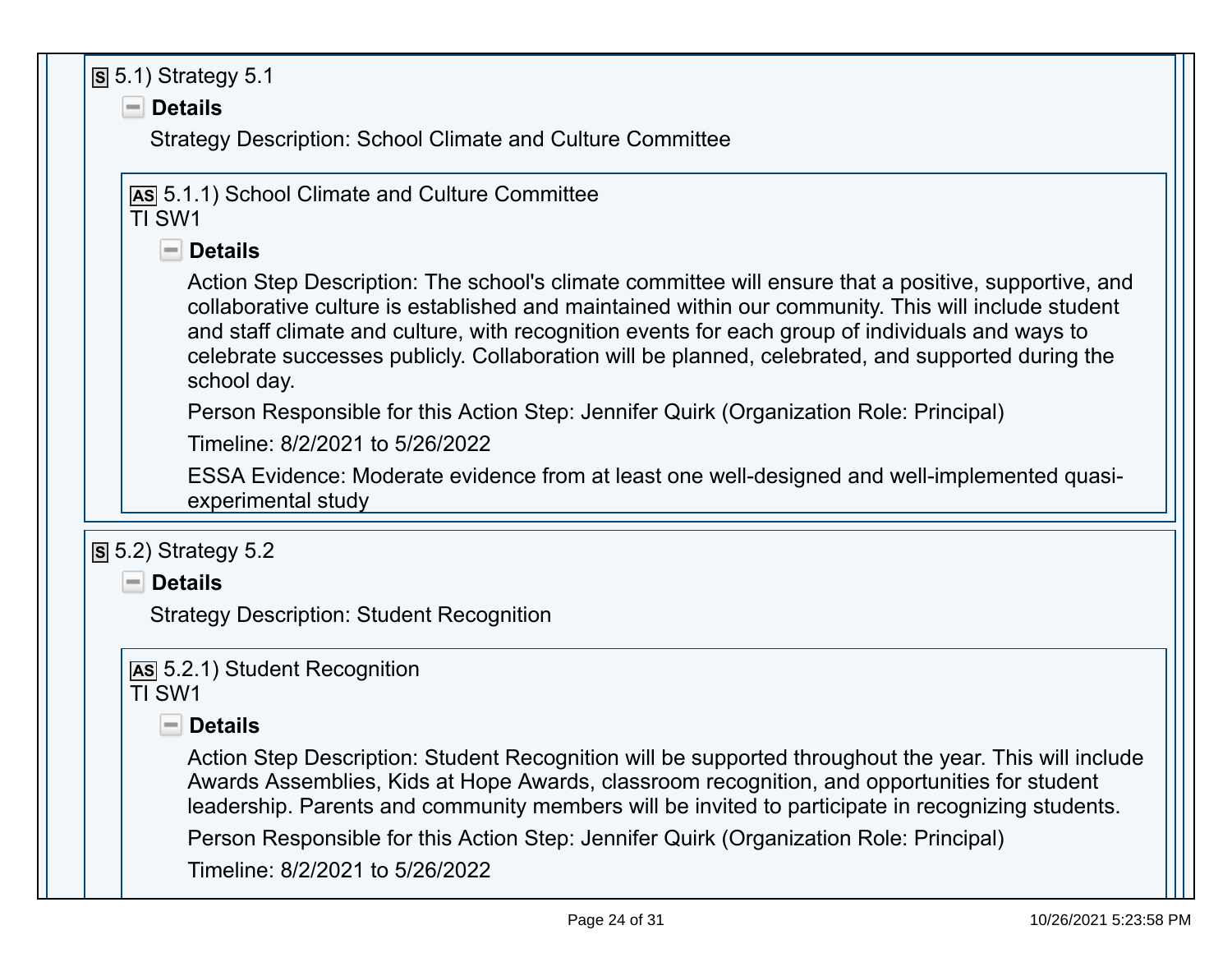### S 5.1) Strategy 5.1

**Details**

Strategy Description: School Climate and Culture Committee

#### AS 5.1.1) School Climate and Culture Committee
TI SW1

**Details**

Action Step Description: The school's climate committee will ensure that a positive, supportive, and collaborative culture is established and maintained within our community. This will include student and staff climate and culture, with recognition events for each group of individuals and ways to celebrate successes publicly. Collaboration will be planned, celebrated, and supported during the school day.

Person Responsible for this Action Step: Jennifer Quirk (Organization Role: Principal)

Timeline: 8/2/2021 to 5/26/2022

ESSA Evidence: Moderate evidence from at least one well-designed and well-implemented quasi-experimental study

### S 5.2) Strategy 5.2

**Details**

Strategy Description: Student Recognition

#### AS 5.2.1) Student Recognition
TI SW1

**Details**

Action Step Description: Student Recognition will be supported throughout the year. This will include Awards Assemblies, Kids at Hope Awards, classroom recognition, and opportunities for student leadership. Parents and community members will be invited to participate in recognizing students.

Person Responsible for this Action Step: Jennifer Quirk (Organization Role: Principal)

Timeline: 8/2/2021 to 5/26/2022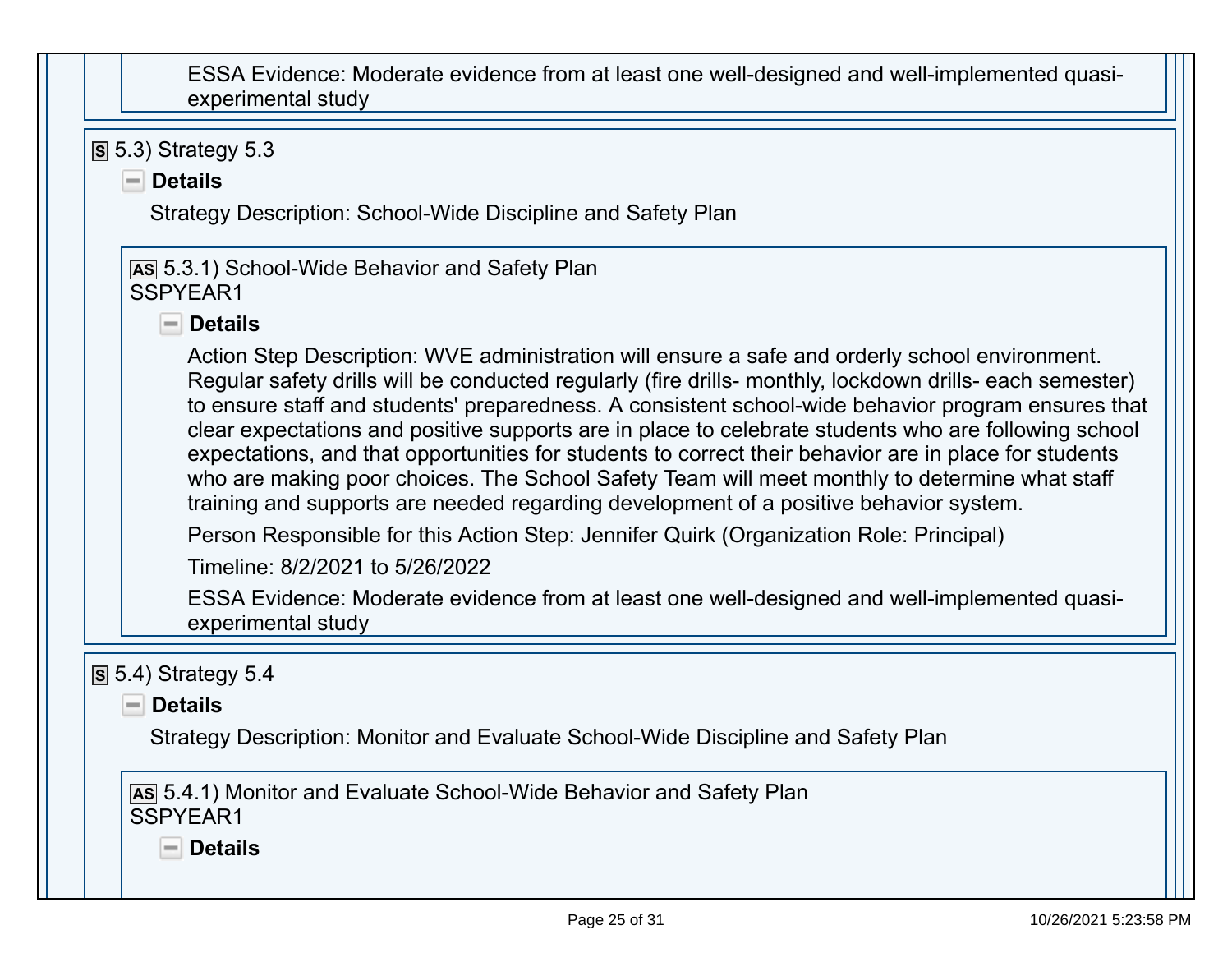ESSA Evidence: Moderate evidence from at least one well-designed and well-implemented quasi-experimental study

**S** 5.3) Strategy 5.3

**Details**

Strategy Description: School-Wide Discipline and Safety Plan

**AS** 5.3.1) School-Wide Behavior and Safety Plan
SSPYEAR1

**Details**

Action Step Description: WVE administration will ensure a safe and orderly school environment. Regular safety drills will be conducted regularly (fire drills- monthly, lockdown drills- each semester) to ensure staff and students' preparedness. A consistent school-wide behavior program ensures that clear expectations and positive supports are in place to celebrate students who are following school expectations, and that opportunities for students to correct their behavior are in place for students who are making poor choices. The School Safety Team will meet monthly to determine what staff training and supports are needed regarding development of a positive behavior system.

Person Responsible for this Action Step: Jennifer Quirk (Organization Role: Principal)

Timeline: 8/2/2021 to 5/26/2022

ESSA Evidence: Moderate evidence from at least one well-designed and well-implemented quasi-experimental study

**S** 5.4) Strategy 5.4

**Details**

Strategy Description: Monitor and Evaluate School-Wide Discipline and Safety Plan

**AS** 5.4.1) Monitor and Evaluate School-Wide Behavior and Safety Plan
SSPYEAR1

**Details**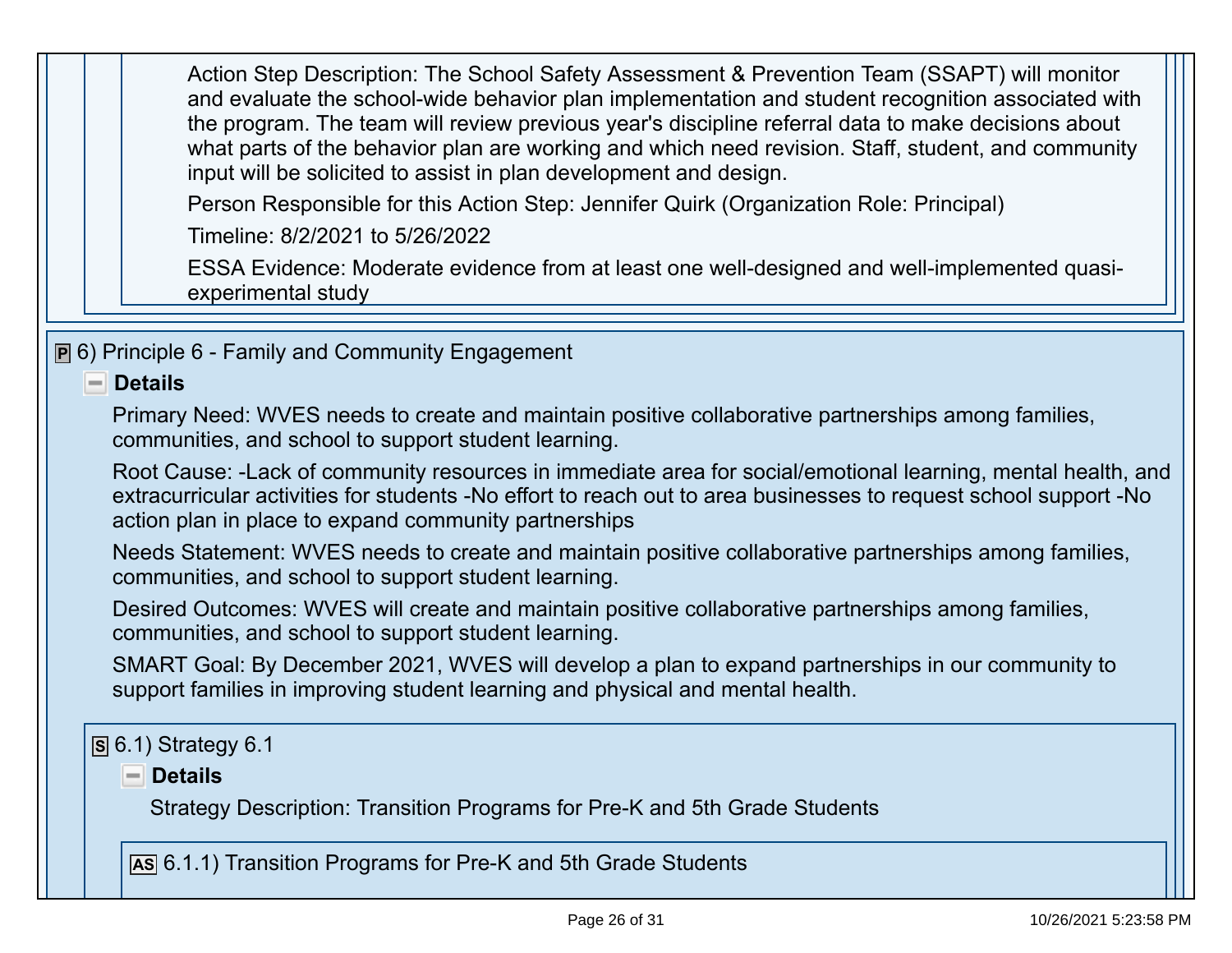Action Step Description: The School Safety Assessment & Prevention Team (SSAPT) will monitor and evaluate the school-wide behavior plan implementation and student recognition associated with the program. The team will review previous year's discipline referral data to make decisions about what parts of the behavior plan are working and which need revision. Staff, student, and community input will be solicited to assist in plan development and design.

Person Responsible for this Action Step: Jennifer Quirk (Organization Role: Principal)

Timeline: 8/2/2021 to 5/26/2022

ESSA Evidence: Moderate evidence from at least one well-designed and well-implemented quasi-experimental study

## P 6) Principle 6 - Family and Community Engagement

**Details**

Primary Need: WVES needs to create and maintain positive collaborative partnerships among families, communities, and school to support student learning.

Root Cause: -Lack of community resources in immediate area for social/emotional learning, mental health, and extracurricular activities for students -No effort to reach out to area businesses to request school support -No action plan in place to expand community partnerships

Needs Statement: WVES needs to create and maintain positive collaborative partnerships among families, communities, and school to support student learning.

Desired Outcomes: WVES will create and maintain positive collaborative partnerships among families, communities, and school to support student learning.

SMART Goal: By December 2021, WVES will develop a plan to expand partnerships in our community to support families in improving student learning and physical and mental health.

### S 6.1) Strategy 6.1

**Details**

Strategy Description: Transition Programs for Pre-K and 5th Grade Students

#### AS 6.1.1) Transition Programs for Pre-K and 5th Grade Students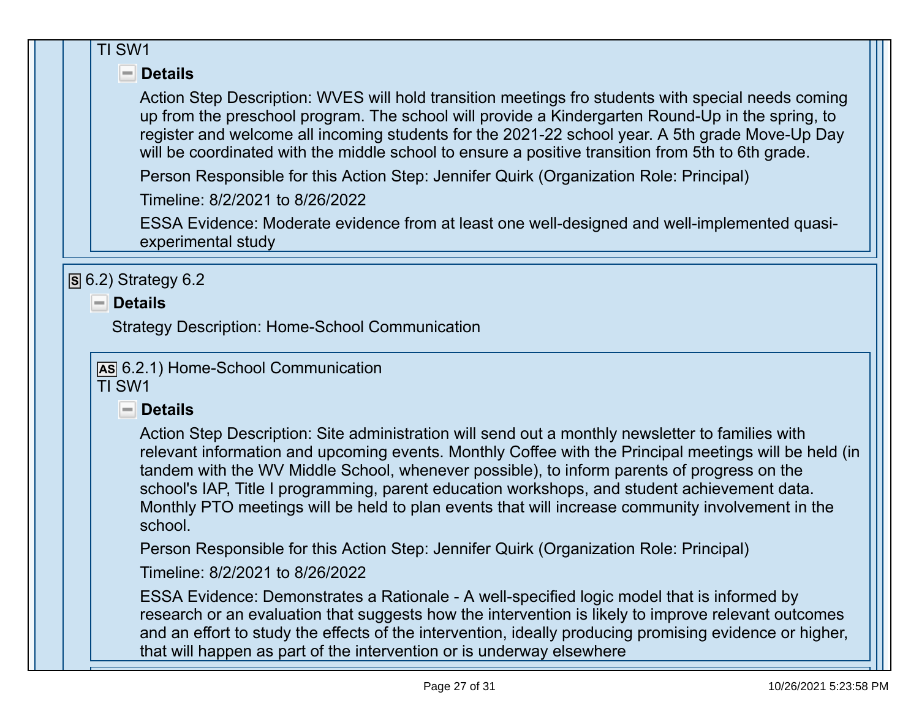TI SW1

**Details**

Action Step Description: WVES will hold transition meetings fro students with special needs coming up from the preschool program. The school will provide a Kindergarten Round-Up in the spring, to register and welcome all incoming students for the 2021-22 school year. A 5th grade Move-Up Day will be coordinated with the middle school to ensure a positive transition from 5th to 6th grade.

Person Responsible for this Action Step: Jennifer Quirk (Organization Role: Principal)

Timeline: 8/2/2021 to 8/26/2022

ESSA Evidence: Moderate evidence from at least one well-designed and well-implemented quasi-experimental study

S 6.2) Strategy 6.2

**Details**

Strategy Description: Home-School Communication

AS 6.2.1) Home-School Communication
TI SW1

**Details**

Action Step Description: Site administration will send out a monthly newsletter to families with relevant information and upcoming events. Monthly Coffee with the Principal meetings will be held (in tandem with the WV Middle School, whenever possible), to inform parents of progress on the school's IAP, Title I programming, parent education workshops, and student achievement data. Monthly PTO meetings will be held to plan events that will increase community involvement in the school.

Person Responsible for this Action Step: Jennifer Quirk (Organization Role: Principal)

Timeline: 8/2/2021 to 8/26/2022

ESSA Evidence: Demonstrates a Rationale - A well-specified logic model that is informed by research or an evaluation that suggests how the intervention is likely to improve relevant outcomes and an effort to study the effects of the intervention, ideally producing promising evidence or higher, that will happen as part of the intervention or is underway elsewhere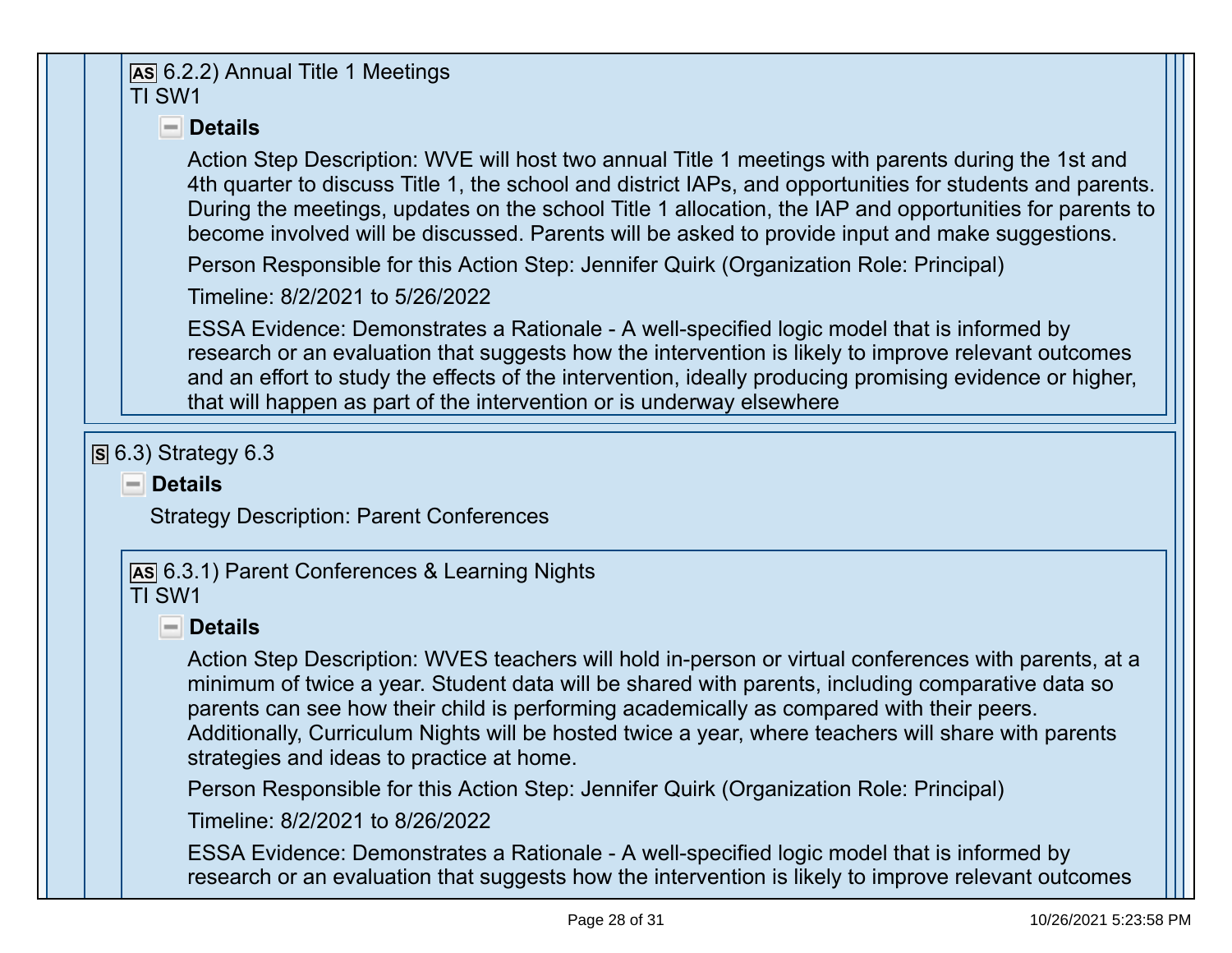**AS** 6.2.2) Annual Title 1 Meetings
TI SW1

**Details**

Action Step Description: WVE will host two annual Title 1 meetings with parents during the 1st and 4th quarter to discuss Title 1, the school and district IAPs, and opportunities for students and parents. During the meetings, updates on the school Title 1 allocation, the IAP and opportunities for parents to become involved will be discussed. Parents will be asked to provide input and make suggestions.

Person Responsible for this Action Step: Jennifer Quirk (Organization Role: Principal)

Timeline: 8/2/2021 to 5/26/2022

ESSA Evidence: Demonstrates a Rationale - A well-specified logic model that is informed by research or an evaluation that suggests how the intervention is likely to improve relevant outcomes and an effort to study the effects of the intervention, ideally producing promising evidence or higher, that will happen as part of the intervention or is underway elsewhere

**S** 6.3) Strategy 6.3

**Details**

Strategy Description: Parent Conferences

**AS** 6.3.1) Parent Conferences & Learning Nights
TI SW1

**Details**

Action Step Description: WVES teachers will hold in-person or virtual conferences with parents, at a minimum of twice a year. Student data will be shared with parents, including comparative data so parents can see how their child is performing academically as compared with their peers. Additionally, Curriculum Nights will be hosted twice a year, where teachers will share with parents strategies and ideas to practice at home.

Person Responsible for this Action Step: Jennifer Quirk (Organization Role: Principal)

Timeline: 8/2/2021 to 8/26/2022

ESSA Evidence: Demonstrates a Rationale - A well-specified logic model that is informed by research or an evaluation that suggests how the intervention is likely to improve relevant outcomes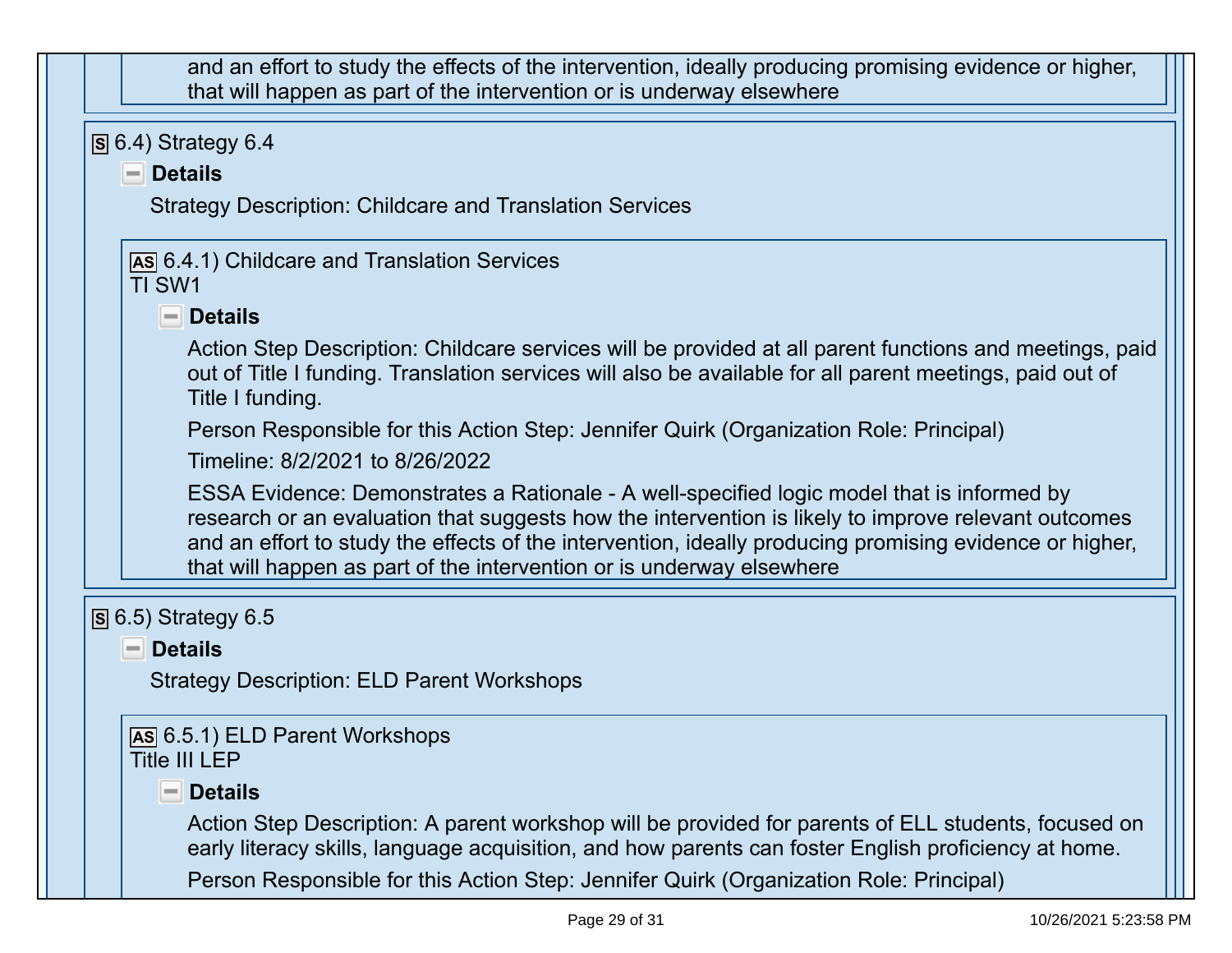and an effort to study the effects of the intervention, ideally producing promising evidence or higher, that will happen as part of the intervention or is underway elsewhere

## S 6.4) Strategy 6.4

**Details**

Strategy Description: Childcare and Translation Services

### AS 6.4.1) Childcare and Translation Services
TI SW1

**Details**

Action Step Description: Childcare services will be provided at all parent functions and meetings, paid out of Title I funding. Translation services will also be available for all parent meetings, paid out of Title I funding.

Person Responsible for this Action Step: Jennifer Quirk (Organization Role: Principal)

Timeline: 8/2/2021 to 8/26/2022

ESSA Evidence: Demonstrates a Rationale - A well-specified logic model that is informed by research or an evaluation that suggests how the intervention is likely to improve relevant outcomes and an effort to study the effects of the intervention, ideally producing promising evidence or higher, that will happen as part of the intervention or is underway elsewhere

## S 6.5) Strategy 6.5

**Details**

Strategy Description: ELD Parent Workshops

### AS 6.5.1) ELD Parent Workshops
Title III LEP

**Details**

Action Step Description: A parent workshop will be provided for parents of ELL students, focused on early literacy skills, language acquisition, and how parents can foster English proficiency at home.

Person Responsible for this Action Step: Jennifer Quirk (Organization Role: Principal)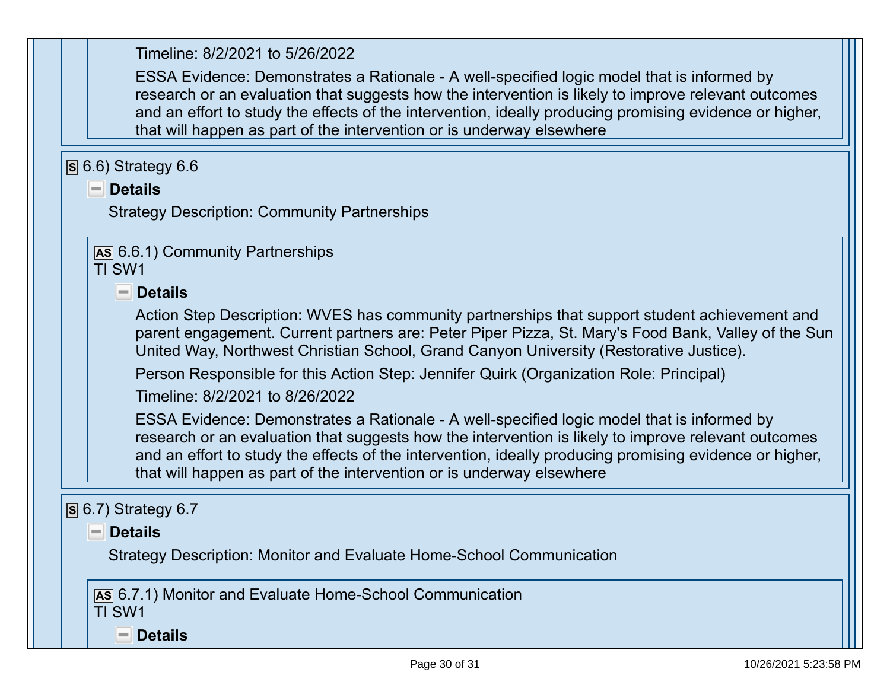Timeline: 8/2/2021 to 5/26/2022

ESSA Evidence: Demonstrates a Rationale - A well-specified logic model that is informed by research or an evaluation that suggests how the intervention is likely to improve relevant outcomes and an effort to study the effects of the intervention, ideally producing promising evidence or higher, that will happen as part of the intervention or is underway elsewhere

## S 6.6) Strategy 6.6

**Details**

Strategy Description: Community Partnerships

### AS 6.6.1) Community Partnerships
TI SW1

**Details**

Action Step Description: WVES has community partnerships that support student achievement and parent engagement. Current partners are: Peter Piper Pizza, St. Mary's Food Bank, Valley of the Sun United Way, Northwest Christian School, Grand Canyon University (Restorative Justice).

Person Responsible for this Action Step: Jennifer Quirk (Organization Role: Principal)

Timeline: 8/2/2021 to 8/26/2022

ESSA Evidence: Demonstrates a Rationale - A well-specified logic model that is informed by research or an evaluation that suggests how the intervention is likely to improve relevant outcomes and an effort to study the effects of the intervention, ideally producing promising evidence or higher, that will happen as part of the intervention or is underway elsewhere

## S 6.7) Strategy 6.7

**Details**

Strategy Description: Monitor and Evaluate Home-School Communication

### AS 6.7.1) Monitor and Evaluate Home-School Communication
TI SW1

**Details**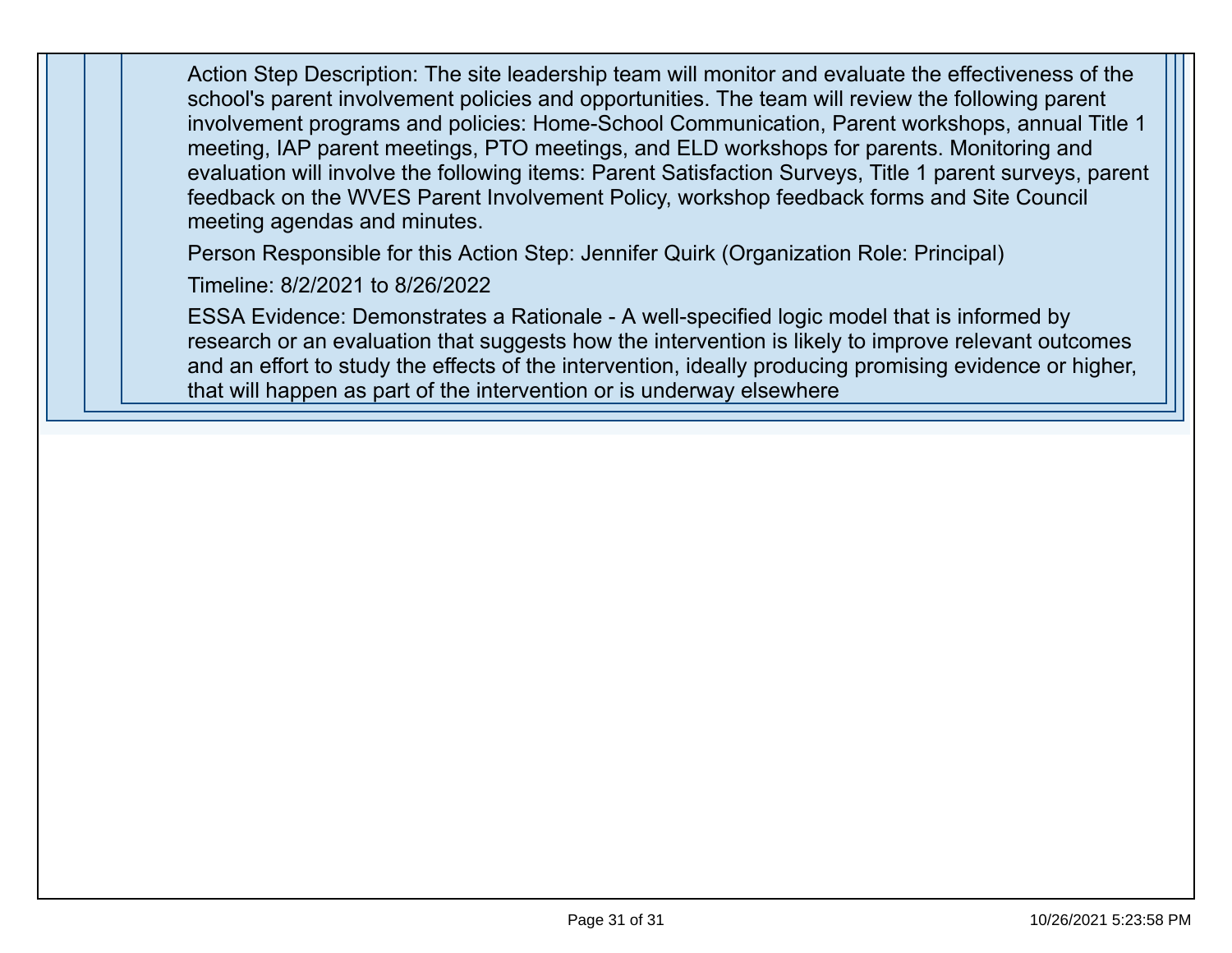Action Step Description: The site leadership team will monitor and evaluate the effectiveness of the school's parent involvement policies and opportunities. The team will review the following parent involvement programs and policies: Home-School Communication, Parent workshops, annual Title 1 meeting, IAP parent meetings, PTO meetings, and ELD workshops for parents. Monitoring and evaluation will involve the following items: Parent Satisfaction Surveys, Title 1 parent surveys, parent feedback on the WVES Parent Involvement Policy, workshop feedback forms and Site Council meeting agendas and minutes.

Person Responsible for this Action Step: Jennifer Quirk (Organization Role: Principal)

Timeline: 8/2/2021 to 8/26/2022

ESSA Evidence: Demonstrates a Rationale - A well-specified logic model that is informed by research or an evaluation that suggests how the intervention is likely to improve relevant outcomes and an effort to study the effects of the intervention, ideally producing promising evidence or higher, that will happen as part of the intervention or is underway elsewhere